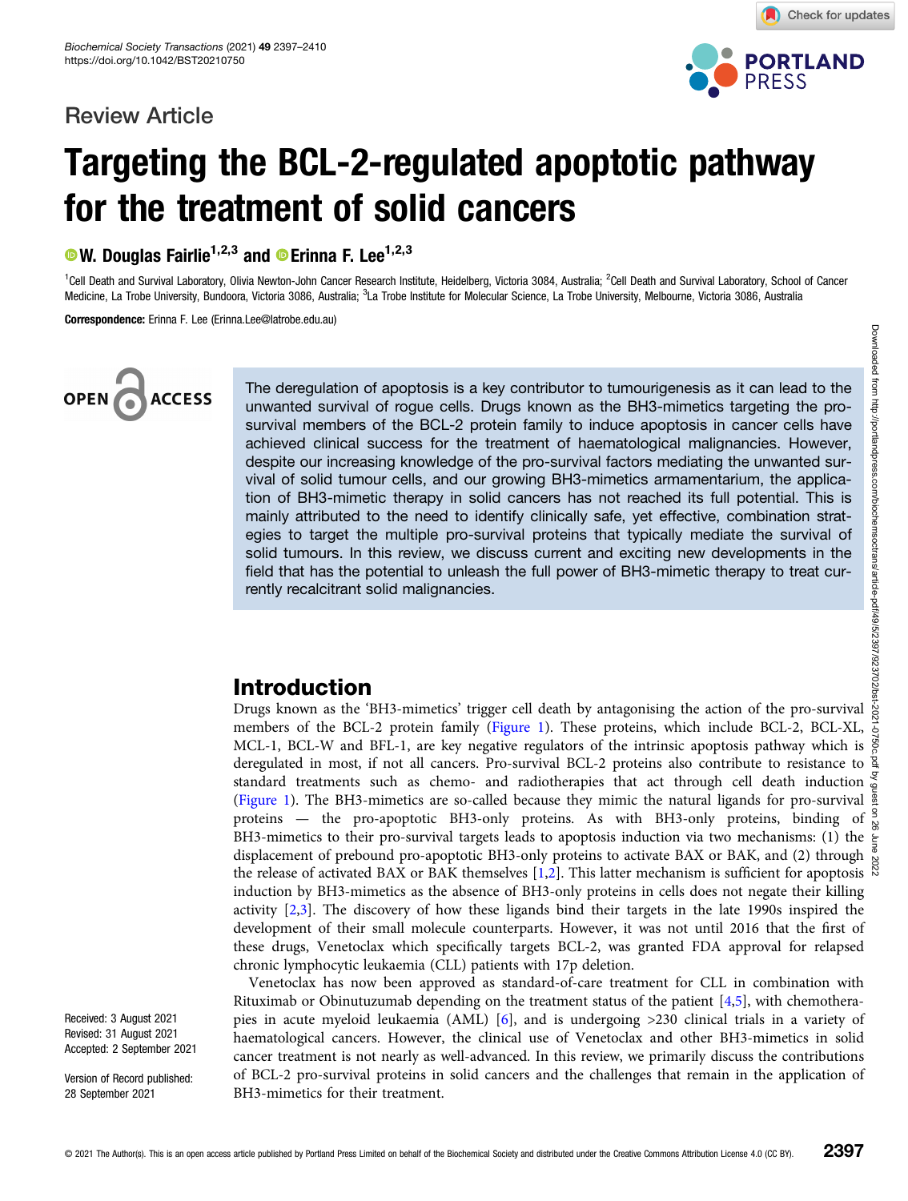Review Article

# Targeting the BCL-2-regulated apoptotic pathway for the treatment of solid cancers

W. Douglas Fairlie[1,2,3] and Erinna F. Lee[1,2,3]

[1]Cell Death and Survival Laboratory, Olivia Newton-John Cancer Research Institute, Heidelberg, Victoria 3084, Australia; [2]Cell Death and Survival Laboratory, School of Cancer Medicine, La Trobe University, Bundoora, Victoria 3086, Australia; [3]La Trobe Institute for Molecular Science, La Trobe University, Melbourne, Victoria 3086, Australia

**Correspondence:** Erinna F. Lee (Erinna.Lee@latrobe.edu.au)

The deregulation of apoptosis is a key contributor to tumourigenesis as it can lead to the unwanted survival of rogue cells. Drugs known as the BH3-mimetics targeting the pro-survival members of the BCL-2 protein family to induce apoptosis in cancer cells have achieved clinical success for the treatment of haematological malignancies. However, despite our increasing knowledge of the pro-survival factors mediating the unwanted survival of solid tumour cells, and our growing BH3-mimetics armamentarium, the application of BH3-mimetic therapy in solid cancers has not reached its full potential. This is mainly attributed to the need to identify clinically safe, yet effective, combination strategies to target the multiple pro-survival proteins that typically mediate the survival of solid tumours. In this review, we discuss current and exciting new developments in the field that has the potential to unleash the full power of BH3-mimetic therapy to treat currently recalcitrant solid malignancies.

Received: 3 August 2021
Revised: 31 August 2021
Accepted: 2 September 2021

Version of Record published: 28 September 2021

## Introduction

Drugs known as the 'BH3-mimetics' trigger cell death by antagonising the action of the pro-survival members of the BCL-2 protein family (Figure 1). These proteins, which include BCL-2, BCL-XL, MCL-1, BCL-W and BFL-1, are key negative regulators of the intrinsic apoptosis pathway which is deregulated in most, if not all cancers. Pro-survival BCL-2 proteins also contribute to resistance to standard treatments such as chemo- and radiotherapies that act through cell death induction (Figure 1). The BH3-mimetics are so-called because they mimic the natural ligands for pro-survival proteins — the pro-apoptotic BH3-only proteins. As with BH3-only proteins, binding of BH3-mimetics to their pro-survival targets leads to apoptosis induction via two mechanisms: (1) the displacement of prebound pro-apoptotic BH3-only proteins to activate BAX or BAK, and (2) through the release of activated BAX or BAK themselves [1,2]. This latter mechanism is sufficient for apoptosis induction by BH3-mimetics as the absence of BH3-only proteins in cells does not negate their killing activity [2,3]. The discovery of how these ligands bind their targets in the late 1990s inspired the development of their small molecule counterparts. However, it was not until 2016 that the first of these drugs, Venetoclax which specifically targets BCL-2, was granted FDA approval for relapsed chronic lymphocytic leukaemia (CLL) patients with 17p deletion.

Venetoclax has now been approved as standard-of-care treatment for CLL in combination with Rituximab or Obinutuzumab depending on the treatment status of the patient [4,5], with chemotherapies in acute myeloid leukaemia (AML) [6], and is undergoing >230 clinical trials in a variety of haematological cancers. However, the clinical use of Venetoclax and other BH3-mimetics in solid cancer treatment is not nearly as well-advanced. In this review, we primarily discuss the contributions of BCL-2 pro-survival proteins in solid cancers and the challenges that remain in the application of BH3-mimetics for their treatment.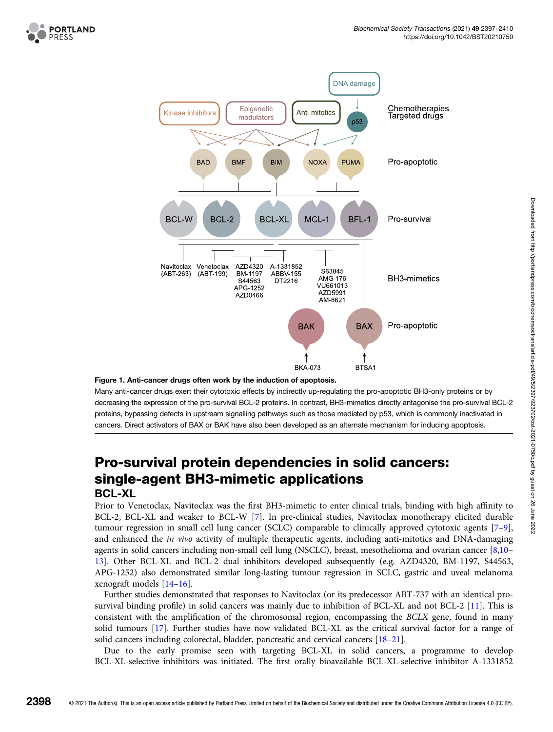**Figure 1. Anti-cancer drugs often work by the induction of apoptosis.**

Many anti-cancer drugs exert their cytotoxic effects by indirectly up-regulating the pro-apoptotic BH3-only proteins or by decreasing the expression of the pro-survival BCL-2 proteins. In contrast, BH3-mimetics directly antagonise the pro-survival BCL-2 proteins, bypassing defects in upstream signalling pathways such as those mediated by p53, which is commonly inactivated in cancers. Direct activators of BAX or BAK have also been developed as an alternate mechanism for inducing apoptosis.

## Pro-survival protein dependencies in solid cancers: single-agent BH3-mimetic applications

### BCL-XL

Prior to Venetoclax, Navitoclax was the first BH3-mimetic to enter clinical trials, binding with high affinity to BCL-2, BCL-XL and weaker to BCL-W [7]. In pre-clinical studies, Navitoclax monotherapy elicited durable tumour regression in small cell lung cancer (SCLC) comparable to clinically approved cytotoxic agents [7–9], and enhanced the *in vivo* activity of multiple therapeutic agents, including anti-mitotics and DNA-damaging agents in solid cancers including non-small cell lung (NSCLC), breast, mesothelioma and ovarian cancer [8,10–13]. Other BCL-XL and BCL-2 dual inhibitors developed subsequently (e.g. AZD4320, BM-1197, S44563, APG-1252) also demonstrated similar long-lasting tumour regression in SCLC, gastric and uveal melanoma xenograft models [14–16].

Further studies demonstrated that responses to Navitoclax (or its predecessor ABT-737 with an identical pro-survival binding profile) in solid cancers was mainly due to inhibition of BCL-XL and not BCL-2 [11]. This is consistent with the amplification of the chromosomal region, encompassing the *BCLX* gene, found in many solid tumours [17]. Further studies have now validated BCL-XL as the critical survival factor for a range of solid cancers including colorectal, bladder, pancreatic and cervical cancers [18–21].

Due to the early promise seen with targeting BCL-XL in solid cancers, a programme to develop BCL-XL-selective inhibitors was initiated. The first orally bioavailable BCL-XL-selective inhibitor A-1331852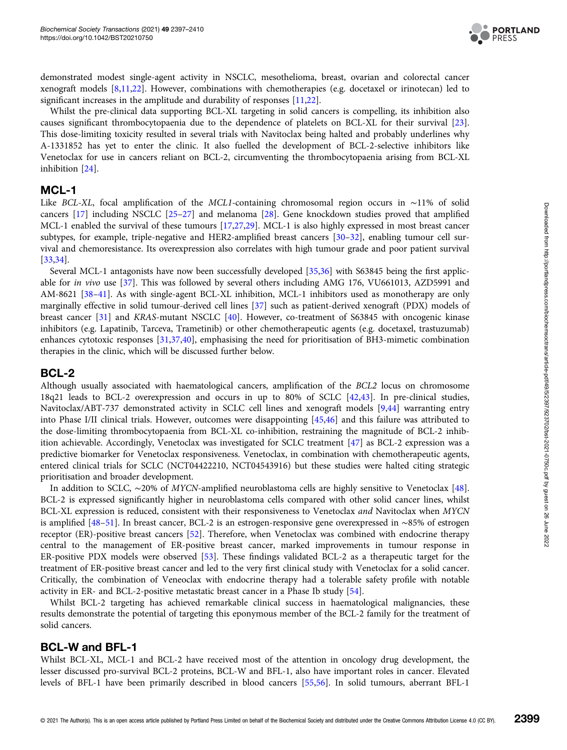demonstrated modest single-agent activity in NSCLC, mesothelioma, breast, ovarian and colorectal cancer xenograft models [8,11,22]. However, combinations with chemotherapies (e.g. docetaxel or irinotecan) led to significant increases in the amplitude and durability of responses [11,22].

Whilst the pre-clinical data supporting BCL-XL targeting in solid cancers is compelling, its inhibition also causes significant thrombocytopaenia due to the dependence of platelets on BCL-XL for their survival [23]. This dose-limiting toxicity resulted in several trials with Navitoclax being halted and probably underlines why A-1331852 has yet to enter the clinic. It also fuelled the development of BCL-2-selective inhibitors like Venetoclax for use in cancers reliant on BCL-2, circumventing the thrombocytopaenia arising from BCL-XL inhibition [24].

## MCL-1

Like *BCL-XL*, focal amplification of the *MCL1*-containing chromosomal region occurs in ∼11% of solid cancers [17] including NSCLC [25–27] and melanoma [28]. Gene knockdown studies proved that amplified MCL-1 enabled the survival of these tumours [17,27,29]. MCL-1 is also highly expressed in most breast cancer subtypes, for example, triple-negative and HER2-amplified breast cancers [30–32], enabling tumour cell survival and chemoresistance. Its overexpression also correlates with high tumour grade and poor patient survival [33,34].

Several MCL-1 antagonists have now been successfully developed [35,36] with S63845 being the first applicable for *in vivo* use [37]. This was followed by several others including AMG 176, VU661013, AZD5991 and AM-8621 [38–41]. As with single-agent BCL-XL inhibition, MCL-1 inhibitors used as monotherapy are only marginally effective in solid tumour-derived cell lines [37] such as patient-derived xenograft (PDX) models of breast cancer [31] and *KRAS*-mutant NSCLC [40]. However, co-treatment of S63845 with oncogenic kinase inhibitors (e.g. Lapatinib, Tarceva, Trametinib) or other chemotherapeutic agents (e.g. docetaxel, trastuzumab) enhances cytotoxic responses [31,37,40], emphasising the need for prioritisation of BH3-mimetic combination therapies in the clinic, which will be discussed further below.

## BCL-2

Although usually associated with haematological cancers, amplification of the *BCL2* locus on chromosome 18q21 leads to BCL-2 overexpression and occurs in up to 80% of SCLC [42,43]. In pre-clinical studies, Navitoclax/ABT-737 demonstrated activity in SCLC cell lines and xenograft models [9,44] warranting entry into Phase I/II clinical trials. However, outcomes were disappointing [45,46] and this failure was attributed to the dose-limiting thrombocytopaenia from BCL-XL co-inhibition, restraining the magnitude of BCL-2 inhibition achievable. Accordingly, Venetoclax was investigated for SCLC treatment [47] as BCL-2 expression was a predictive biomarker for Venetoclax responsiveness. Venetoclax, in combination with chemotherapeutic agents, entered clinical trials for SCLC (NCT04422210, NCT04543916) but these studies were halted citing strategic prioritisation and broader development.

In addition to SCLC, ∼20% of *MYCN*-amplified neuroblastoma cells are highly sensitive to Venetoclax [48]. BCL-2 is expressed significantly higher in neuroblastoma cells compared with other solid cancer lines, whilst BCL-XL expression is reduced, consistent with their responsiveness to Venetoclax *and* Navitoclax when *MYCN* is amplified [48–51]. In breast cancer, BCL-2 is an estrogen-responsive gene overexpressed in ∼85% of estrogen receptor (ER)-positive breast cancers [52]. Therefore, when Venetoclax was combined with endocrine therapy central to the management of ER-positive breast cancer, marked improvements in tumour response in ER-positive PDX models were observed [53]. These findings validated BCL-2 as a therapeutic target for the treatment of ER-positive breast cancer and led to the very first clinical study with Venetoclax for a solid cancer. Critically, the combination of Veneoclax with endocrine therapy had a tolerable safety profile with notable activity in ER- and BCL-2-positive metastatic breast cancer in a Phase Ib study [54].

Whilst BCL-2 targeting has achieved remarkable clinical success in haematological malignancies, these results demonstrate the potential of targeting this eponymous member of the BCL-2 family for the treatment of solid cancers.

## BCL-W and BFL-1

Whilst BCL-XL, MCL-1 and BCL-2 have received most of the attention in oncology drug development, the lesser discussed pro-survival BCL-2 proteins, BCL-W and BFL-1, also have important roles in cancer. Elevated levels of BFL-1 have been primarily described in blood cancers [55,56]. In solid tumours, aberrant BFL-1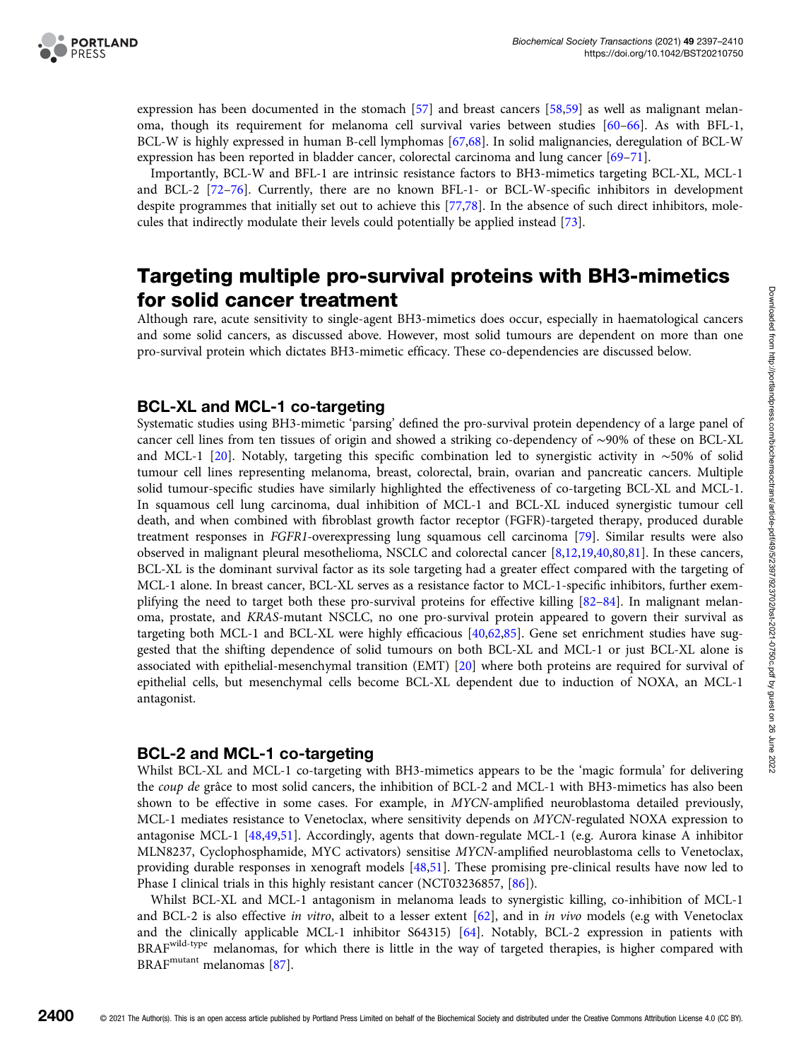expression has been documented in the stomach [57] and breast cancers [58,59] as well as malignant melanoma, though its requirement for melanoma cell survival varies between studies [60–66]. As with BFL-1, BCL-W is highly expressed in human B-cell lymphomas [67,68]. In solid malignancies, deregulation of BCL-W expression has been reported in bladder cancer, colorectal carcinoma and lung cancer [69–71].

Importantly, BCL-W and BFL-1 are intrinsic resistance factors to BH3-mimetics targeting BCL-XL, MCL-1 and BCL-2 [72–76]. Currently, there are no known BFL-1- or BCL-W-specific inhibitors in development despite programmes that initially set out to achieve this [77,78]. In the absence of such direct inhibitors, molecules that indirectly modulate their levels could potentially be applied instead [73].

## Targeting multiple pro-survival proteins with BH3-mimetics for solid cancer treatment

Although rare, acute sensitivity to single-agent BH3-mimetics does occur, especially in haematological cancers and some solid cancers, as discussed above. However, most solid tumours are dependent on more than one pro-survival protein which dictates BH3-mimetic efficacy. These co-dependencies are discussed below.

### BCL-XL and MCL-1 co-targeting

Systematic studies using BH3-mimetic 'parsing' defined the pro-survival protein dependency of a large panel of cancer cell lines from ten tissues of origin and showed a striking co-dependency of ∼90% of these on BCL-XL and MCL-1 [20]. Notably, targeting this specific combination led to synergistic activity in ∼50% of solid tumour cell lines representing melanoma, breast, colorectal, brain, ovarian and pancreatic cancers. Multiple solid tumour-specific studies have similarly highlighted the effectiveness of co-targeting BCL-XL and MCL-1. In squamous cell lung carcinoma, dual inhibition of MCL-1 and BCL-XL induced synergistic tumour cell death, and when combined with fibroblast growth factor receptor (FGFR)-targeted therapy, produced durable treatment responses in *FGFR1*-overexpressing lung squamous cell carcinoma [79]. Similar results were also observed in malignant pleural mesothelioma, NSCLC and colorectal cancer [8,12,19,40,80,81]. In these cancers, BCL-XL is the dominant survival factor as its sole targeting had a greater effect compared with the targeting of MCL-1 alone. In breast cancer, BCL-XL serves as a resistance factor to MCL-1-specific inhibitors, further exemplifying the need to target both these pro-survival proteins for effective killing [82–84]. In malignant melanoma, prostate, and *KRAS*-mutant NSCLC, no one pro-survival protein appeared to govern their survival as targeting both MCL-1 and BCL-XL were highly efficacious [40,62,85]. Gene set enrichment studies have suggested that the shifting dependence of solid tumours on both BCL-XL and MCL-1 or just BCL-XL alone is associated with epithelial-mesenchymal transition (EMT) [20] where both proteins are required for survival of epithelial cells, but mesenchymal cells become BCL-XL dependent due to induction of NOXA, an MCL-1 antagonist.

### BCL-2 and MCL-1 co-targeting

Whilst BCL-XL and MCL-1 co-targeting with BH3-mimetics appears to be the 'magic formula' for delivering the *coup de* grâce to most solid cancers, the inhibition of BCL-2 and MCL-1 with BH3-mimetics has also been shown to be effective in some cases. For example, in *MYCN*-amplified neuroblastoma detailed previously, MCL-1 mediates resistance to Venetoclax, where sensitivity depends on *MYCN*-regulated NOXA expression to antagonise MCL-1 [48,49,51]. Accordingly, agents that down-regulate MCL-1 (e.g. Aurora kinase A inhibitor MLN8237, Cyclophosphamide, MYC activators) sensitise *MYCN*-amplified neuroblastoma cells to Venetoclax, providing durable responses in xenograft models [48,51]. These promising pre-clinical results have now led to Phase I clinical trials in this highly resistant cancer (NCT03236857, [86]).

Whilst BCL-XL and MCL-1 antagonism in melanoma leads to synergistic killing, co-inhibition of MCL-1 and BCL-2 is also effective *in vitro*, albeit to a lesser extent [62], and in *in vivo* models (e.g with Venetoclax and the clinically applicable MCL-1 inhibitor S64315) [64]. Notably, BCL-2 expression in patients with $\text{BRAF}^{\text{wild-type}}$ melanomas, for which there is little in the way of targeted therapies, is higher compared with $\text{BRAF}^{\text{mutant}}$ melanomas [87].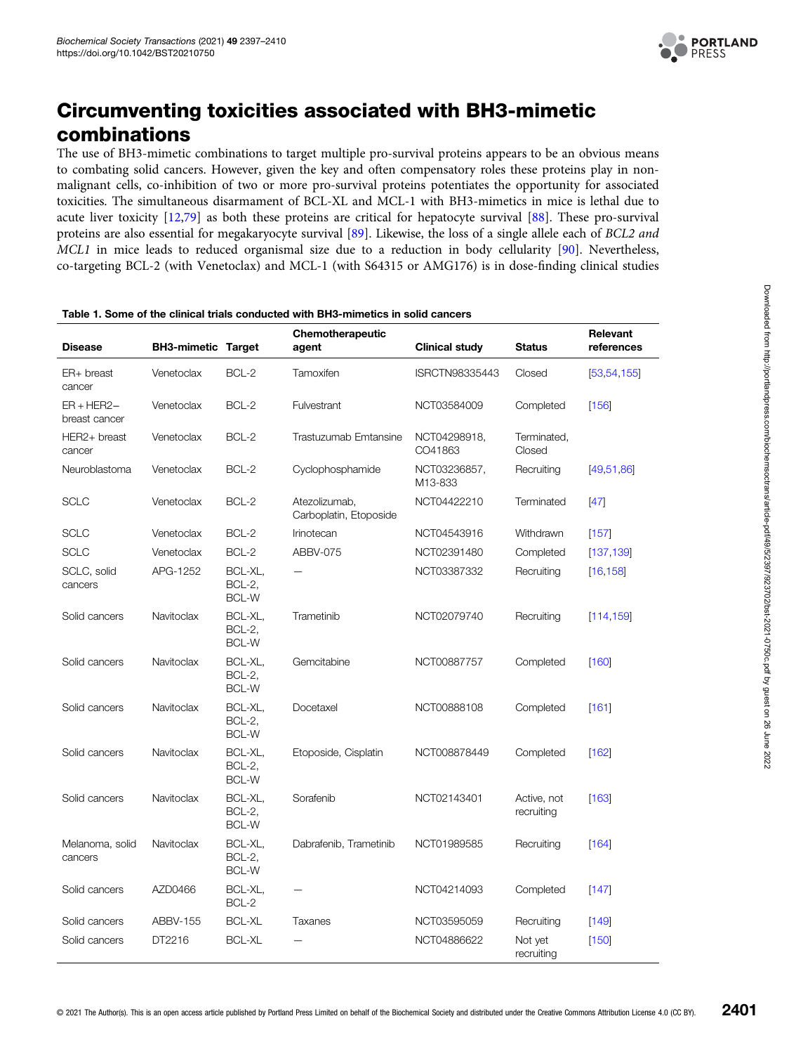## Circumventing toxicities associated with BH3-mimetic combinations

The use of BH3-mimetic combinations to target multiple pro-survival proteins appears to be an obvious means to combating solid cancers. However, given the key and often compensatory roles these proteins play in non-malignant cells, co-inhibition of two or more pro-survival proteins potentiates the opportunity for associated toxicities. The simultaneous disarmament of BCL-XL and MCL-1 with BH3-mimetics in mice is lethal due to acute liver toxicity [12,79] as both these proteins are critical for hepatocyte survival [88]. These pro-survival proteins are also essential for megakaryocyte survival [89]. Likewise, the loss of a single allele each of *BCL2 and MCL1* in mice leads to reduced organismal size due to a reduction in body cellularity [90]. Nevertheless, co-targeting BCL-2 (with Venetoclax) and MCL-1 (with S64315 or AMG176) is in dose-finding clinical studies

**Table 1. Some of the clinical trials conducted with BH3-mimetics in solid cancers**

| Disease | BH3-mimetic | Target | Chemotherapeutic agent | Clinical study | Status | Relevant references |
|---|---|---|---|---|---|---|
| ER+ breast cancer | Venetoclax | BCL-2 | Tamoxifen | ISRCTN98335443 | Closed | [53,54,155] |
| ER + HER2− breast cancer | Venetoclax | BCL-2 | Fulvestrant | NCT03584009 | Completed | [156] |
| HER2+ breast cancer | Venetoclax | BCL-2 | Trastuzumab Emtansine | NCT04298918, CO41863 | Terminated, Closed | |
| Neuroblastoma | Venetoclax | BCL-2 | Cyclophosphamide | NCT03236857, M13-833 | Recruiting | [49,51,86] |
| SCLC | Venetoclax | BCL-2 | Atezolizumab, Carboplatin, Etoposide | NCT04422210 | Terminated | [47] |
| SCLC | Venetoclax | BCL-2 | Irinotecan | NCT04543916 | Withdrawn | [157] |
| SCLC | Venetoclax | BCL-2 | ABBV-075 | NCT02391480 | Completed | [137,139] |
| SCLC, solid cancers | APG-1252 | BCL-XL, BCL-2, BCL-W | — | NCT03387332 | Recruiting | [16,158] |
| Solid cancers | Navitoclax | BCL-XL, BCL-2, BCL-W | Trametinib | NCT02079740 | Recruiting | [114,159] |
| Solid cancers | Navitoclax | BCL-XL, BCL-2, BCL-W | Gemcitabine | NCT00887757 | Completed | [160] |
| Solid cancers | Navitoclax | BCL-XL, BCL-2, BCL-W | Docetaxel | NCT00888108 | Completed | [161] |
| Solid cancers | Navitoclax | BCL-XL, BCL-2, BCL-W | Etoposide, Cisplatin | NCT008878449 | Completed | [162] |
| Solid cancers | Navitoclax | BCL-XL, BCL-2, BCL-W | Sorafenib | NCT02143401 | Active, not recruiting | [163] |
| Melanoma, solid cancers | Navitoclax | BCL-XL, BCL-2, BCL-W | Dabrafenib, Trametinib | NCT01989585 | Recruiting | [164] |
| Solid cancers | AZD0466 | BCL-XL, BCL-2 | — | NCT04214093 | Completed | [147] |
| Solid cancers | ABBV-155 | BCL-XL | Taxanes | NCT03595059 | Recruiting | [149] |
| Solid cancers | DT2216 | BCL-XL | — | NCT04886622 | Not yet recruiting | [150] |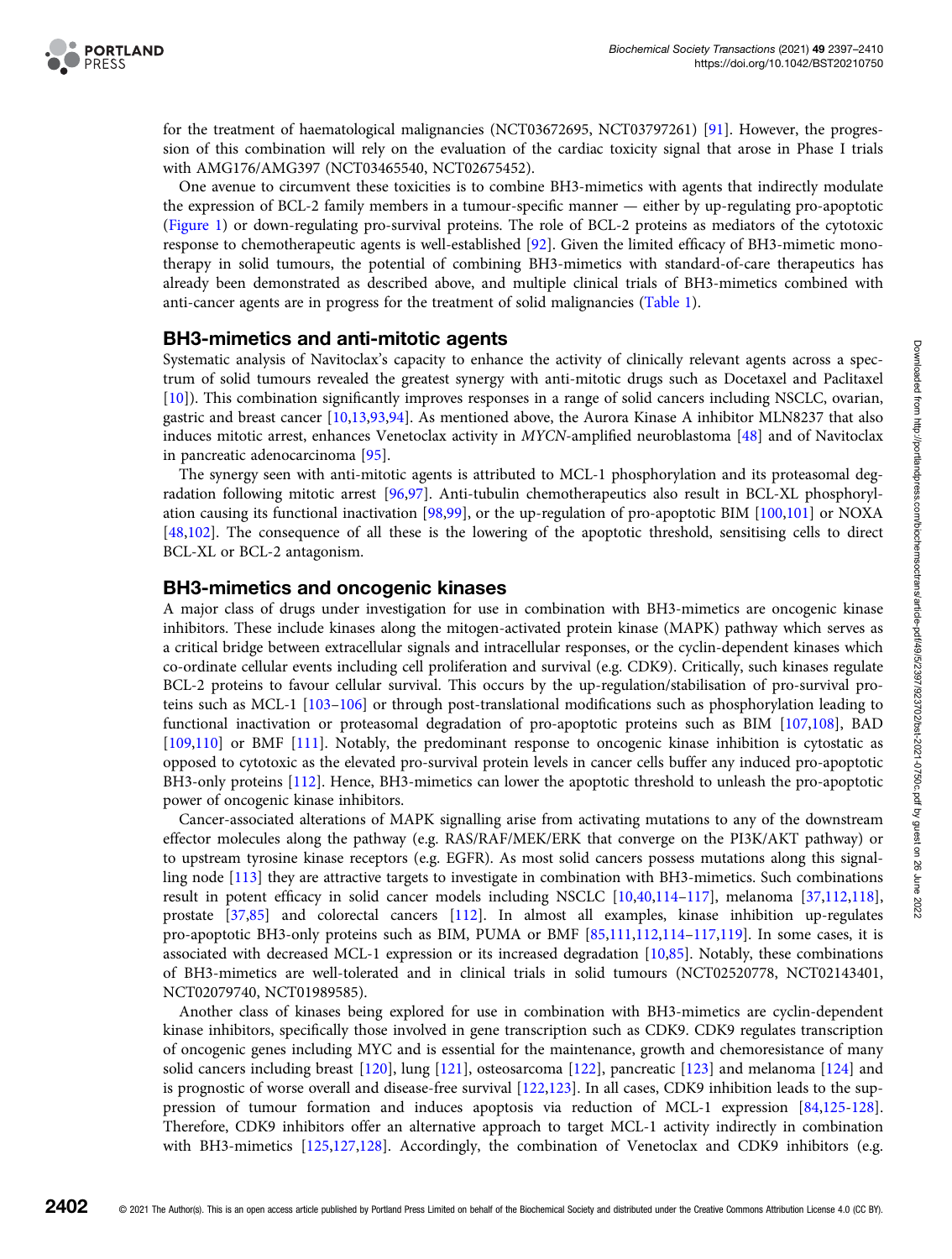for the treatment of haematological malignancies (NCT03672695, NCT03797261) [91]. However, the progression of this combination will rely on the evaluation of the cardiac toxicity signal that arose in Phase I trials with AMG176/AMG397 (NCT03465540, NCT02675452).

One avenue to circumvent these toxicities is to combine BH3-mimetics with agents that indirectly modulate the expression of BCL-2 family members in a tumour-specific manner — either by up-regulating pro-apoptotic (Figure 1) or down-regulating pro-survival proteins. The role of BCL-2 proteins as mediators of the cytotoxic response to chemotherapeutic agents is well-established [92]. Given the limited efficacy of BH3-mimetic monotherapy in solid tumours, the potential of combining BH3-mimetics with standard-of-care therapeutics has already been demonstrated as described above, and multiple clinical trials of BH3-mimetics combined with anti-cancer agents are in progress for the treatment of solid malignancies (Table 1).

## BH3-mimetics and anti-mitotic agents

Systematic analysis of Navitoclax's capacity to enhance the activity of clinically relevant agents across a spectrum of solid tumours revealed the greatest synergy with anti-mitotic drugs such as Docetaxel and Paclitaxel [10]). This combination significantly improves responses in a range of solid cancers including NSCLC, ovarian, gastric and breast cancer [10,13,93,94]. As mentioned above, the Aurora Kinase A inhibitor MLN8237 that also induces mitotic arrest, enhances Venetoclax activity in *MYCN*-amplified neuroblastoma [48] and of Navitoclax in pancreatic adenocarcinoma [95].

The synergy seen with anti-mitotic agents is attributed to MCL-1 phosphorylation and its proteasomal degradation following mitotic arrest [96,97]. Anti-tubulin chemotherapeutics also result in BCL-XL phosphorylation causing its functional inactivation [98,99], or the up-regulation of pro-apoptotic BIM [100,101] or NOXA [48,102]. The consequence of all these is the lowering of the apoptotic threshold, sensitising cells to direct BCL-XL or BCL-2 antagonism.

## BH3-mimetics and oncogenic kinases

A major class of drugs under investigation for use in combination with BH3-mimetics are oncogenic kinase inhibitors. These include kinases along the mitogen-activated protein kinase (MAPK) pathway which serves as a critical bridge between extracellular signals and intracellular responses, or the cyclin-dependent kinases which co-ordinate cellular events including cell proliferation and survival (e.g. CDK9). Critically, such kinases regulate BCL-2 proteins to favour cellular survival. This occurs by the up-regulation/stabilisation of pro-survival proteins such as MCL-1 [103–106] or through post-translational modifications such as phosphorylation leading to functional inactivation or proteasomal degradation of pro-apoptotic proteins such as BIM [107,108], BAD [109,110] or BMF [111]. Notably, the predominant response to oncogenic kinase inhibition is cytostatic as opposed to cytotoxic as the elevated pro-survival protein levels in cancer cells buffer any induced pro-apoptotic BH3-only proteins [112]. Hence, BH3-mimetics can lower the apoptotic threshold to unleash the pro-apoptotic power of oncogenic kinase inhibitors.

Cancer-associated alterations of MAPK signalling arise from activating mutations to any of the downstream effector molecules along the pathway (e.g. RAS/RAF/MEK/ERK that converge on the PI3K/AKT pathway) or to upstream tyrosine kinase receptors (e.g. EGFR). As most solid cancers possess mutations along this signalling node [113] they are attractive targets to investigate in combination with BH3-mimetics. Such combinations result in potent efficacy in solid cancer models including NSCLC [10,40,114–117], melanoma [37,112,118], prostate [37,85] and colorectal cancers [112]. In almost all examples, kinase inhibition up-regulates pro-apoptotic BH3-only proteins such as BIM, PUMA or BMF [85,111,112,114–117,119]. In some cases, it is associated with decreased MCL-1 expression or its increased degradation [10,85]. Notably, these combinations of BH3-mimetics are well-tolerated and in clinical trials in solid tumours (NCT02520778, NCT02143401, NCT02079740, NCT01989585).

Another class of kinases being explored for use in combination with BH3-mimetics are cyclin-dependent kinase inhibitors, specifically those involved in gene transcription such as CDK9. CDK9 regulates transcription of oncogenic genes including MYC and is essential for the maintenance, growth and chemoresistance of many solid cancers including breast [120], lung [121], osteosarcoma [122], pancreatic [123] and melanoma [124] and is prognostic of worse overall and disease-free survival [122,123]. In all cases, CDK9 inhibition leads to the suppression of tumour formation and induces apoptosis via reduction of MCL-1 expression [84,125-128]. Therefore, CDK9 inhibitors offer an alternative approach to target MCL-1 activity indirectly in combination with BH3-mimetics [125,127,128]. Accordingly, the combination of Venetoclax and CDK9 inhibitors (e.g.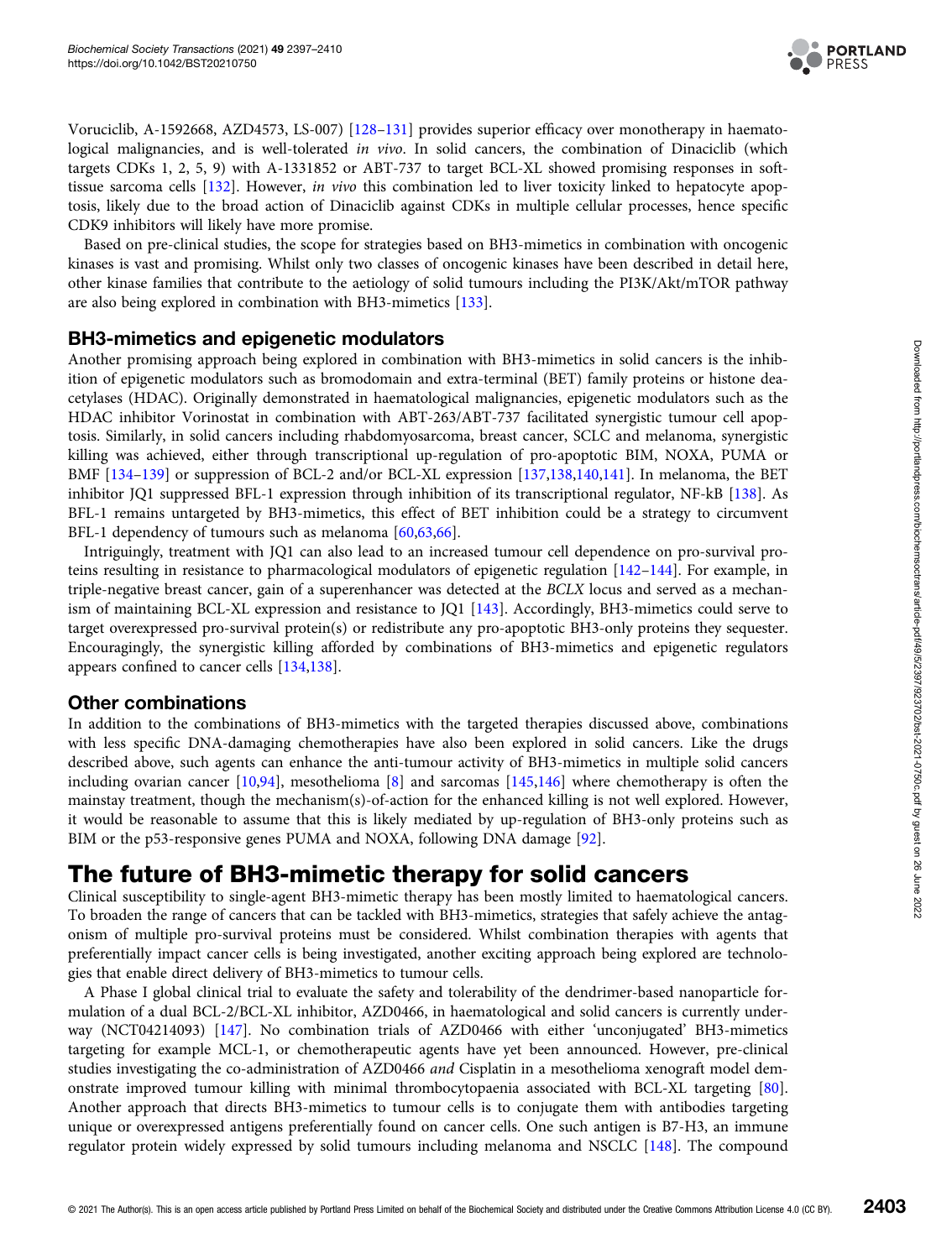Voruciclib, A-1592668, AZD4573, LS-007) [128–131] provides superior efficacy over monotherapy in haematological malignancies, and is well-tolerated *in vivo*. In solid cancers, the combination of Dinaciclib (which targets CDKs 1, 2, 5, 9) with A-1331852 or ABT-737 to target BCL-XL showed promising responses in soft-tissue sarcoma cells [132]. However, *in vivo* this combination led to liver toxicity linked to hepatocyte apoptosis, likely due to the broad action of Dinaciclib against CDKs in multiple cellular processes, hence specific CDK9 inhibitors will likely have more promise.

Based on pre-clinical studies, the scope for strategies based on BH3-mimetics in combination with oncogenic kinases is vast and promising. Whilst only two classes of oncogenic kinases have been described in detail here, other kinase families that contribute to the aetiology of solid tumours including the PI3K/Akt/mTOR pathway are also being explored in combination with BH3-mimetics [133].

### BH3-mimetics and epigenetic modulators

Another promising approach being explored in combination with BH3-mimetics in solid cancers is the inhibition of epigenetic modulators such as bromodomain and extra-terminal (BET) family proteins or histone deacetylases (HDAC). Originally demonstrated in haematological malignancies, epigenetic modulators such as the HDAC inhibitor Vorinostat in combination with ABT-263/ABT-737 facilitated synergistic tumour cell apoptosis. Similarly, in solid cancers including rhabdomyosarcoma, breast cancer, SCLC and melanoma, synergistic killing was achieved, either through transcriptional up-regulation of pro-apoptotic BIM, NOXA, PUMA or BMF [134–139] or suppression of BCL-2 and/or BCL-XL expression [137,138,140,141]. In melanoma, the BET inhibitor JQ1 suppressed BFL-1 expression through inhibition of its transcriptional regulator, NF-kB [138]. As BFL-1 remains untargeted by BH3-mimetics, this effect of BET inhibition could be a strategy to circumvent BFL-1 dependency of tumours such as melanoma [60,63,66].

Intriguingly, treatment with JQ1 can also lead to an increased tumour cell dependence on pro-survival proteins resulting in resistance to pharmacological modulators of epigenetic regulation [142–144]. For example, in triple-negative breast cancer, gain of a superenhancer was detected at the *BCLX* locus and served as a mechanism of maintaining BCL-XL expression and resistance to JQ1 [143]. Accordingly, BH3-mimetics could serve to target overexpressed pro-survival protein(s) or redistribute any pro-apoptotic BH3-only proteins they sequester. Encouragingly, the synergistic killing afforded by combinations of BH3-mimetics and epigenetic regulators appears confined to cancer cells [134,138].

### Other combinations

In addition to the combinations of BH3-mimetics with the targeted therapies discussed above, combinations with less specific DNA-damaging chemotherapies have also been explored in solid cancers. Like the drugs described above, such agents can enhance the anti-tumour activity of BH3-mimetics in multiple solid cancers including ovarian cancer [10,94], mesothelioma [8] and sarcomas [145,146] where chemotherapy is often the mainstay treatment, though the mechanism(s)-of-action for the enhanced killing is not well explored. However, it would be reasonable to assume that this is likely mediated by up-regulation of BH3-only proteins such as BIM or the p53-responsive genes PUMA and NOXA, following DNA damage [92].

## The future of BH3-mimetic therapy for solid cancers

Clinical susceptibility to single-agent BH3-mimetic therapy has been mostly limited to haematological cancers. To broaden the range of cancers that can be tackled with BH3-mimetics, strategies that safely achieve the antagonism of multiple pro-survival proteins must be considered. Whilst combination therapies with agents that preferentially impact cancer cells is being investigated, another exciting approach being explored are technologies that enable direct delivery of BH3-mimetics to tumour cells.

A Phase I global clinical trial to evaluate the safety and tolerability of the dendrimer-based nanoparticle formulation of a dual BCL-2/BCL-XL inhibitor, AZD0466, in haematological and solid cancers is currently underway (NCT04214093) [147]. No combination trials of AZD0466 with either 'unconjugated' BH3-mimetics targeting for example MCL-1, or chemotherapeutic agents have yet been announced. However, pre-clinical studies investigating the co-administration of AZD0466 *and* Cisplatin in a mesothelioma xenograft model demonstrate improved tumour killing with minimal thrombocytopaenia associated with BCL-XL targeting [80]. Another approach that directs BH3-mimetics to tumour cells is to conjugate them with antibodies targeting unique or overexpressed antigens preferentially found on cancer cells. One such antigen is B7-H3, an immune regulator protein widely expressed by solid tumours including melanoma and NSCLC [148]. The compound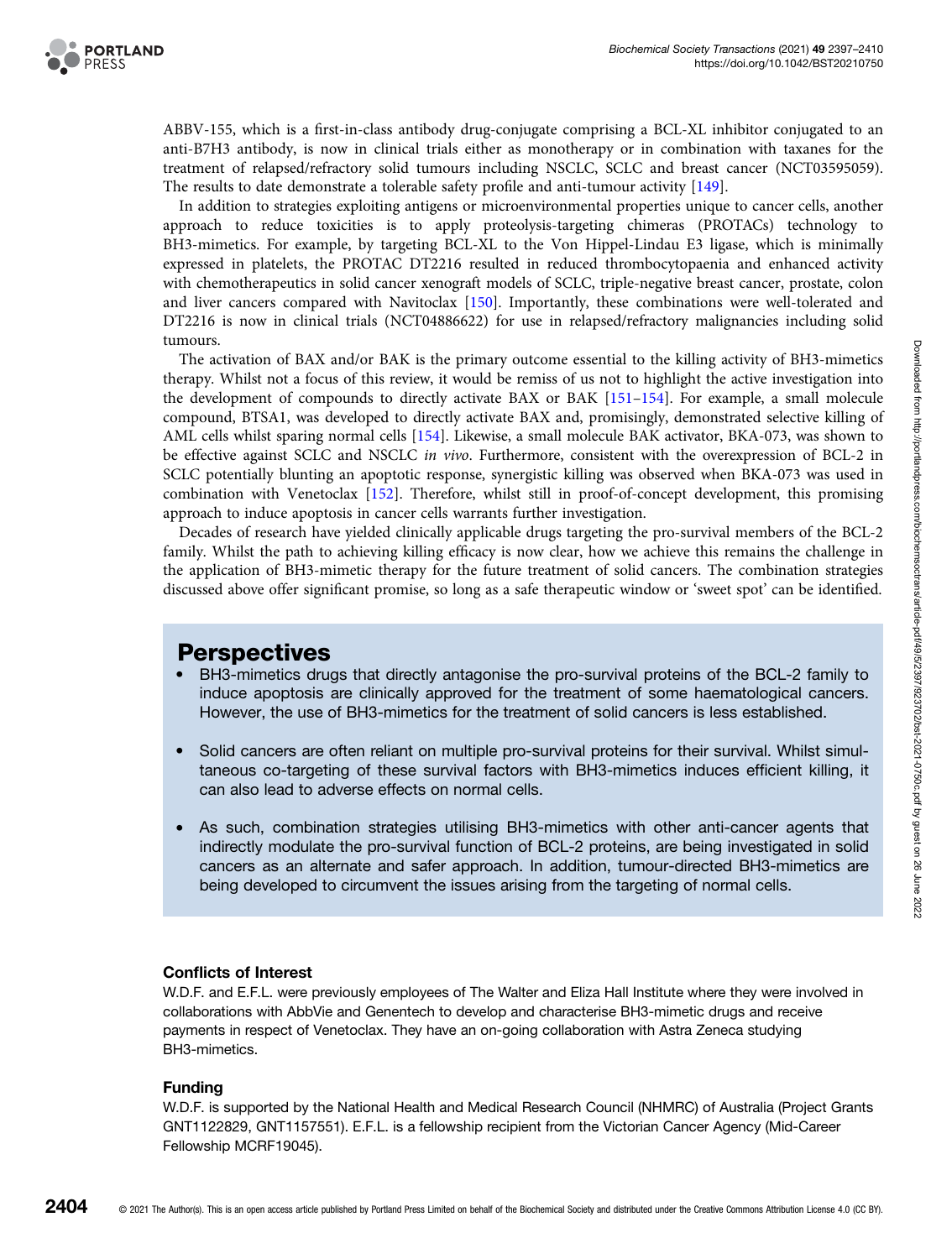ABBV-155, which is a first-in-class antibody drug-conjugate comprising a BCL-XL inhibitor conjugated to an anti-B7H3 antibody, is now in clinical trials either as monotherapy or in combination with taxanes for the treatment of relapsed/refractory solid tumours including NSCLC, SCLC and breast cancer (NCT03595059). The results to date demonstrate a tolerable safety profile and anti-tumour activity [149].

In addition to strategies exploiting antigens or microenvironmental properties unique to cancer cells, another approach to reduce toxicities is to apply proteolysis-targeting chimeras (PROTACs) technology to BH3-mimetics. For example, by targeting BCL-XL to the Von Hippel-Lindau E3 ligase, which is minimally expressed in platelets, the PROTAC DT2216 resulted in reduced thrombocytopaenia and enhanced activity with chemotherapeutics in solid cancer xenograft models of SCLC, triple-negative breast cancer, prostate, colon and liver cancers compared with Navitoclax [150]. Importantly, these combinations were well-tolerated and DT2216 is now in clinical trials (NCT04886622) for use in relapsed/refractory malignancies including solid tumours.

The activation of BAX and/or BAK is the primary outcome essential to the killing activity of BH3-mimetics therapy. Whilst not a focus of this review, it would be remiss of us not to highlight the active investigation into the development of compounds to directly activate BAX or BAK [151–154]. For example, a small molecule compound, BTSA1, was developed to directly activate BAX and, promisingly, demonstrated selective killing of AML cells whilst sparing normal cells [154]. Likewise, a small molecule BAK activator, BKA-073, was shown to be effective against SCLC and NSCLC *in vivo*. Furthermore, consistent with the overexpression of BCL-2 in SCLC potentially blunting an apoptotic response, synergistic killing was observed when BKA-073 was used in combination with Venetoclax [152]. Therefore, whilst still in proof-of-concept development, this promising approach to induce apoptosis in cancer cells warrants further investigation.

Decades of research have yielded clinically applicable drugs targeting the pro-survival members of the BCL-2 family. Whilst the path to achieving killing efficacy is now clear, how we achieve this remains the challenge in the application of BH3-mimetic therapy for the future treatment of solid cancers. The combination strategies discussed above offer significant promise, so long as a safe therapeutic window or 'sweet spot' can be identified.

## Perspectives

- BH3-mimetics drugs that directly antagonise the pro-survival proteins of the BCL-2 family to induce apoptosis are clinically approved for the treatment of some haematological cancers. However, the use of BH3-mimetics for the treatment of solid cancers is less established.
- Solid cancers are often reliant on multiple pro-survival proteins for their survival. Whilst simultaneous co-targeting of these survival factors with BH3-mimetics induces efficient killing, it can also lead to adverse effects on normal cells.
- As such, combination strategies utilising BH3-mimetics with other anti-cancer agents that indirectly modulate the pro-survival function of BCL-2 proteins, are being investigated in solid cancers as an alternate and safer approach. In addition, tumour-directed BH3-mimetics are being developed to circumvent the issues arising from the targeting of normal cells.

### Conflicts of Interest

W.D.F. and E.F.L. were previously employees of The Walter and Eliza Hall Institute where they were involved in collaborations with AbbVie and Genentech to develop and characterise BH3-mimetic drugs and receive payments in respect of Venetoclax. They have an on-going collaboration with Astra Zeneca studying BH3-mimetics.

### Funding

W.D.F. is supported by the National Health and Medical Research Council (NHMRC) of Australia (Project Grants GNT1122829, GNT1157551). E.F.L. is a fellowship recipient from the Victorian Cancer Agency (Mid-Career Fellowship MCRF19045).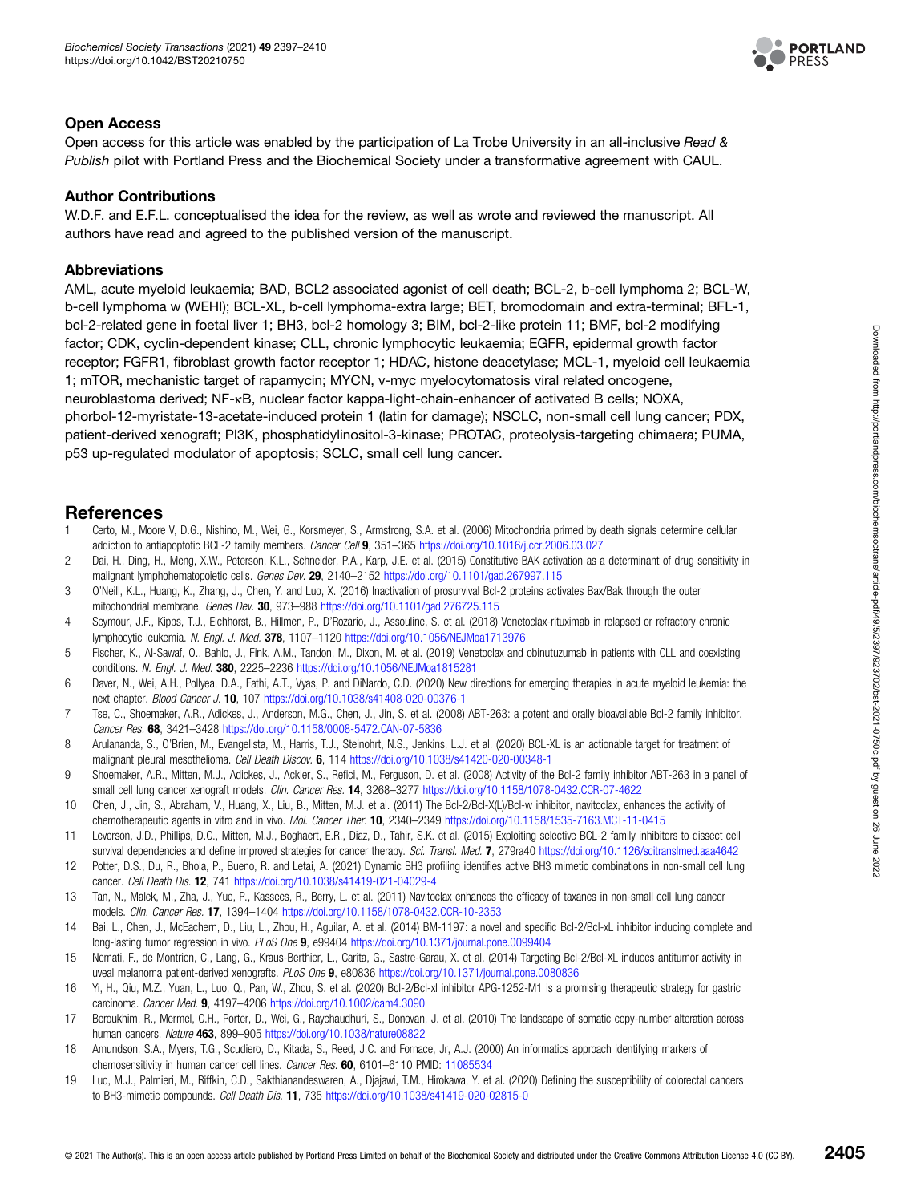## Open Access

Open access for this article was enabled by the participation of La Trobe University in an all-inclusive *Read & Publish* pilot with Portland Press and the Biochemical Society under a transformative agreement with CAUL.

## Author Contributions

W.D.F. and E.F.L. conceptualised the idea for the review, as well as wrote and reviewed the manuscript. All authors have read and agreed to the published version of the manuscript.

## Abbreviations

AML, acute myeloid leukaemia; BAD, BCL2 associated agonist of cell death; BCL-2, b-cell lymphoma 2; BCL-W, b-cell lymphoma w (WEHI); BCL-XL, b-cell lymphoma-extra large; BET, bromodomain and extra-terminal; BFL-1, bcl-2-related gene in foetal liver 1; BH3, bcl-2 homology 3; BIM, bcl-2-like protein 11; BMF, bcl-2 modifying factor; CDK, cyclin-dependent kinase; CLL, chronic lymphocytic leukaemia; EGFR, epidermal growth factor receptor; FGFR1, fibroblast growth factor receptor 1; HDAC, histone deacetylase; MCL-1, myeloid cell leukaemia 1; mTOR, mechanistic target of rapamycin; MYCN, v-myc myelocytomatosis viral related oncogene, neuroblastoma derived; NF-κB, nuclear factor kappa-light-chain-enhancer of activated B cells; NOXA, phorbol-12-myristate-13-acetate-induced protein 1 (latin for damage); NSCLC, non-small cell lung cancer; PDX, patient-derived xenograft; PI3K, phosphatidylinositol-3-kinase; PROTAC, proteolysis-targeting chimaera; PUMA, p53 up-regulated modulator of apoptosis; SCLC, small cell lung cancer.

## References

1. Certo, M., Moore V, D.G., Nishino, M., Wei, G., Korsmeyer, S., Armstrong, S.A. et al. (2006) Mitochondria primed by death signals determine cellular addiction to antiapoptotic BCL-2 family members. *Cancer Cell* **9**, 351–365 https://doi.org/10.1016/j.ccr.2006.03.027
2. Dai, H., Ding, H., Meng, X.W., Peterson, K.L., Schneider, P.A., Karp, J.E. et al. (2015) Constitutive BAK activation as a determinant of drug sensitivity in malignant lymphohematopoietic cells. *Genes Dev.* **29**, 2140–2152 https://doi.org/10.1101/gad.267997.115
3. O'Neill, K.L., Huang, K., Zhang, J., Chen, Y. and Luo, X. (2016) Inactivation of prosurvival Bcl-2 proteins activates Bax/Bak through the outer mitochondrial membrane. *Genes Dev.* **30**, 973–988 https://doi.org/10.1101/gad.276725.115
4. Seymour, J.F., Kipps, T.J., Eichhorst, B., Hillmen, P., D'Rozario, J., Assouline, S. et al. (2018) Venetoclax-rituximab in relapsed or refractory chronic lymphocytic leukemia. *N. Engl. J. Med.* **378**, 1107–1120 https://doi.org/10.1056/NEJMoa1713976
5. Fischer, K., Al-Sawaf, O., Bahlo, J., Fink, A.M., Tandon, M., Dixon, M. et al. (2019) Venetoclax and obinutuzumab in patients with CLL and coexisting conditions. *N. Engl. J. Med.* **380**, 2225–2236 https://doi.org/10.1056/NEJMoa1815281
6. Daver, N., Wei, A.H., Pollyea, D.A., Fathi, A.T., Vyas, P. and DiNardo, C.D. (2020) New directions for emerging therapies in acute myeloid leukemia: the next chapter. *Blood Cancer J.* **10**, 107 https://doi.org/10.1038/s41408-020-00376-1
7. Tse, C., Shoemaker, A.R., Adickes, J., Anderson, M.G., Chen, J., Jin, S. et al. (2008) ABT-263: a potent and orally bioavailable Bcl-2 family inhibitor. *Cancer Res.* **68**, 3421–3428 https://doi.org/10.1158/0008-5472.CAN-07-5836
8. Arulananda, S., O'Brien, M., Evangelista, M., Harris, T.J., Steinohrt, N.S., Jenkins, L.J. et al. (2020) BCL-XL is an actionable target for treatment of malignant pleural mesothelioma. *Cell Death Discov.* **6**, 114 https://doi.org/10.1038/s41420-020-00348-1
9. Shoemaker, A.R., Mitten, M.J., Adickes, J., Ackler, S., Refici, M., Ferguson, D. et al. (2008) Activity of the Bcl-2 family inhibitor ABT-263 in a panel of small cell lung cancer xenograft models. *Clin. Cancer Res.* **14**, 3268–3277 https://doi.org/10.1158/1078-0432.CCR-07-4622
10. Chen, J., Jin, S., Abraham, V., Huang, X., Liu, B., Mitten, M.J. et al. (2011) The Bcl-2/Bcl-X(L)/Bcl-w inhibitor, navitoclax, enhances the activity of chemotherapeutic agents in vitro and in vivo. *Mol. Cancer Ther.* **10**, 2340–2349 https://doi.org/10.1158/1535-7163.MCT-11-0415
11. Leverson, J.D., Phillips, D.C., Mitten, M.J., Boghaert, E.R., Diaz, D., Tahir, S.K. et al. (2015) Exploiting selective BCL-2 family inhibitors to dissect cell survival dependencies and define improved strategies for cancer therapy. *Sci. Transl. Med.* **7**, 279ra40 https://doi.org/10.1126/scitranslmed.aaa4642
12. Potter, D.S., Du, R., Bhola, P., Bueno, R. and Letai, A. (2021) Dynamic BH3 profiling identifies active BH3 mimetic combinations in non-small cell lung cancer. *Cell Death Dis.* **12**, 741 https://doi.org/10.1038/s41419-021-04029-4
13. Tan, N., Malek, M., Zha, J., Yue, P., Kassees, R., Berry, L. et al. (2011) Navitoclax enhances the efficacy of taxanes in non-small cell lung cancer models. *Clin. Cancer Res.* **17**, 1394–1404 https://doi.org/10.1158/1078-0432.CCR-10-2353
14. Bai, L., Chen, J., McEachern, D., Liu, L., Zhou, H., Aguilar, A. et al. (2014) BM-1197: a novel and specific Bcl-2/Bcl-xL inhibitor inducing complete and long-lasting tumor regression in vivo. *PLoS One* **9**, e99404 https://doi.org/10.1371/journal.pone.0099404
15. Nemati, F., de Montrion, C., Lang, G., Kraus-Berthier, L., Carita, G., Sastre-Garau, X. et al. (2014) Targeting Bcl-2/Bcl-XL induces antitumor activity in uveal melanoma patient-derived xenografts. *PLoS One* **9**, e80836 https://doi.org/10.1371/journal.pone.0080836
16. Yi, H., Qiu, M.Z., Yuan, L., Luo, Q., Pan, W., Zhou, S. et al. (2020) Bcl-2/Bcl-xl inhibitor APG-1252-M1 is a promising therapeutic strategy for gastric carcinoma. *Cancer Med.* **9**, 4197–4206 https://doi.org/10.1002/cam4.3090
17. Beroukhim, R., Mermel, C.H., Porter, D., Wei, G., Raychaudhuri, S., Donovan, J. et al. (2010) The landscape of somatic copy-number alteration across human cancers. *Nature* **463**, 899–905 https://doi.org/10.1038/nature08822
18. Amundson, S.A., Myers, T.G., Scudiero, D., Kitada, S., Reed, J.C. and Fornace, Jr, A.J. (2000) An informatics approach identifying markers of chemosensitivity in human cancer cell lines. *Cancer Res.* **60**, 6101–6110 PMID: 11085534
19. Luo, M.J., Palmieri, M., Riffkin, C.D., Sakthianandeswaren, A., Djajawi, T.M., Hirokawa, Y. et al. (2020) Defining the susceptibility of colorectal cancers to BH3-mimetic compounds. *Cell Death Dis.* **11**, 735 https://doi.org/10.1038/s41419-020-02815-0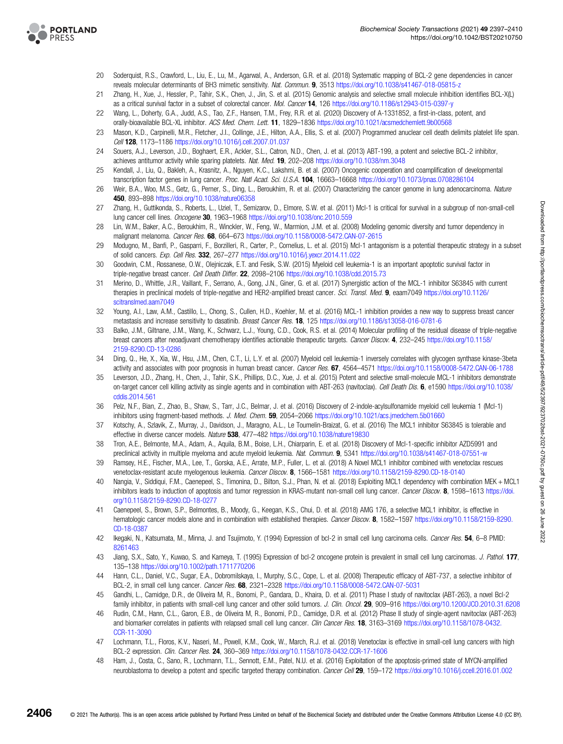20 Soderquist, R.S., Crawford, L., Liu, E., Lu, M., Agarwal, A., Anderson, G.R. et al. (2018) Systematic mapping of BCL-2 gene dependencies in cancer reveals molecular determinants of BH3 mimetic sensitivity. *Nat. Commun.* **9**, 3513 https://doi.org/10.1038/s41467-018-05815-z

21 Zhang, H., Xue, J., Hessler, P., Tahir, S.K., Chen, J., Jin, S. et al. (2015) Genomic analysis and selective small molecule inhibition identifies BCL-X(L) as a critical survival factor in a subset of colorectal cancer. *Mol. Cancer* **14**, 126 https://doi.org/10.1186/s12943-015-0397-y

22 Wang, L., Doherty, G.A., Judd, A.S., Tao, Z.F., Hansen, T.M., Frey, R.R. et al. (2020) Discovery of A-1331852, a first-in-class, potent, and orally-bioavailable BCL-XL inhibitor. *ACS Med. Chem. Lett.* **11**, 1829–1836 https://doi.org/10.1021/acsmedchemlett.9b00568

23 Mason, K.D., Carpinelli, M.R., Fletcher, J.I., Collinge, J.E., Hilton, A.A., Ellis, S. et al. (2007) Programmed anuclear cell death delimits platelet life span. *Cell* **128**, 1173–1186 https://doi.org/10.1016/j.cell.2007.01.037

24 Souers, A.J., Leverson, J.D., Boghaert, E.R., Ackler, S.L., Catron, N.D., Chen, J. et al. (2013) ABT-199, a potent and selective BCL-2 inhibitor, achieves antitumor activity while sparing platelets. *Nat. Med.* **19**, 202–208 https://doi.org/10.1038/nm.3048

25 Kendall, J., Liu, Q., Bakleh, A., Krasnitz, A., Nguyen, K.C., Lakshmi, B. et al. (2007) Oncogenic cooperation and coamplification of developmental transcription factor genes in lung cancer. *Proc. Natl Acad. Sci. U.S.A.* **104**, 16663–16668 https://doi.org/10.1073/pnas.0708286104

26 Weir, B.A., Woo, M.S., Getz, G., Perner, S., Ding, L., Beroukhim, R. et al. (2007) Characterizing the cancer genome in lung adenocarcinoma. *Nature* **450**, 893–898 https://doi.org/10.1038/nature06358

27 Zhang, H., Guttikonda, S., Roberts, L., Uziel, T., Semizarov, D., Elmore, S.W. et al. (2011) Mcl-1 is critical for survival in a subgroup of non-small-cell lung cancer cell lines. *Oncogene* **30**, 1963–1968 https://doi.org/10.1038/onc.2010.559

28 Lin, W.M., Baker, A.C., Beroukhim, R., Winckler, W., Feng, W., Marmion, J.M. et al. (2008) Modeling genomic diversity and tumor dependency in malignant melanoma. *Cancer Res.* **68**, 664–673 https://doi.org/10.1158/0008-5472.CAN-07-2615

29 Modugno, M., Banfi, P., Gasparri, F., Borzilleri, R., Carter, P., Cornelius, L. et al. (2015) Mcl-1 antagonism is a potential therapeutic strategy in a subset of solid cancers. *Exp. Cell Res.* **332**, 267–277 https://doi.org/10.1016/j.yexcr.2014.11.022

30 Goodwin, C.M., Rossanese, O.W., Olejniczak, E.T. and Fesik, S.W. (2015) Myeloid cell leukemia-1 is an important apoptotic survival factor in triple-negative breast cancer. *Cell Death Differ.* **22**, 2098–2106 https://doi.org/10.1038/cdd.2015.73

31 Merino, D., Whittle, J.R., Vaillant, F., Serrano, A., Gong, J.N., Giner, G. et al. (2017) Synergistic action of the MCL-1 inhibitor S63845 with current therapies in preclinical models of triple-negative and HER2-amplified breast cancer. *Sci. Transl. Med.* **9**, eaam7049 https://doi.org/10.1126/scitranslmed.aam7049

32 Young, A.I., Law, A.M., Castillo, L., Chong, S., Cullen, H.D., Koehler, M. et al. (2016) MCL-1 inhibition provides a new way to suppress breast cancer metastasis and increase sensitivity to dasatinib. *Breast Cancer Res.* **18**, 125 https://doi.org/10.1186/s13058-016-0781-6

33 Balko, J.M., Giltnane, J.M., Wang, K., Schwarz, L.J., Young, C.D., Cook, R.S. et al. (2014) Molecular profiling of the residual disease of triple-negative breast cancers after neoadjuvant chemotherapy identifies actionable therapeutic targets. *Cancer Discov.* **4**, 232–245 https://doi.org/10.1158/2159-8290.CD-13-0286

34 Ding, Q., He, X., Xia, W., Hsu, J.M., Chen, C.T., Li, L.Y. et al. (2007) Myeloid cell leukemia-1 inversely correlates with glycogen synthase kinase-3beta activity and associates with poor prognosis in human breast cancer. *Cancer Res.* **67**, 4564–4571 https://doi.org/10.1158/0008-5472.CAN-06-1788

35 Leverson, J.D., Zhang, H., Chen, J., Tahir, S.K., Phillips, D.C., Xue, J. et al. (2015) Potent and selective small-molecule MCL-1 inhibitors demonstrate on-target cancer cell killing activity as single agents and in combination with ABT-263 (navitoclax). *Cell Death Dis.* **6**, e1590 https://doi.org/10.1038/cddis.2014.561

36 Pelz, N.F., Bian, Z., Zhao, B., Shaw, S., Tarr, J.C., Belmar, J. et al. (2016) Discovery of 2-indole-acylsulfonamide myeloid cell leukemia 1 (Mcl-1) inhibitors using fragment-based methods. *J. Med. Chem.* **59**, 2054–2066 https://doi.org/10.1021/acs.jmedchem.5b01660

37 Kotschy, A., Szlavik, Z., Murray, J., Davidson, J., Maragno, A.L., Le Toumelin-Braizat, G. et al. (2016) The MCL1 inhibitor S63845 is tolerable and effective in diverse cancer models. *Nature* **538**, 477–482 https://doi.org/10.1038/nature19830

38 Tron, A.E., Belmonte, M.A., Adam, A., Aquila, B.M., Boise, L.H., Chiarparin, E. et al. (2018) Discovery of Mcl-1-specific inhibitor AZD5991 and preclinical activity in multiple myeloma and acute myeloid leukemia. *Nat. Commun.* **9**, 5341 https://doi.org/10.1038/s41467-018-07551-w

39 Ramsey, H.E., Fischer, M.A., Lee, T., Gorska, A.E., Arrate, M.P., Fuller, L. et al. (2018) A Novel MCL1 inhibitor combined with venetoclax rescues venetoclax-resistant acute myelogenous leukemia. *Cancer Discov.* **8**, 1566–1581 https://doi.org/10.1158/2159-8290.CD-18-0140

40 Nangia, V., Siddiqui, F.M., Caenepeel, S., Timonina, D., Bilton, S.J., Phan, N. et al. (2018) Exploiting MCL1 dependency with combination MEK + MCL1 inhibitors leads to induction of apoptosis and tumor regression in KRAS-mutant non-small cell lung cancer. *Cancer Discov.* **8**, 1598–1613 https://doi.org/10.1158/2159-8290.CD-18-0277

41 Caenepeel, S., Brown, S.P., Belmontes, B., Moody, G., Keegan, K.S., Chui, D. et al. (2018) AMG 176, a selective MCL1 inhibitor, is effective in hematologic cancer models alone and in combination with established therapies. *Cancer Discov.* **8**, 1582–1597 https://doi.org/10.1158/2159-8290.CD-18-0387

42 Ikegaki, N., Katsumata, M., Minna, J. and Tsujimoto, Y. (1994) Expression of bcl-2 in small cell lung carcinoma cells. *Cancer Res.* **54**, 6–8 PMID: 8261463

43 Jiang, S.X., Sato, Y., Kuwao, S. and Kameya, T. (1995) Expression of bcl-2 oncogene protein is prevalent in small cell lung carcinomas. *J. Pathol.* **177**, 135–138 https://doi.org/10.1002/path.1711770206

44 Hann, C.L., Daniel, V.C., Sugar, E.A., Dobromilskaya, I., Murphy, S.C., Cope, L. et al. (2008) Therapeutic efficacy of ABT-737, a selective inhibitor of BCL-2, in small cell lung cancer. *Cancer Res.* **68**, 2321–2328 https://doi.org/10.1158/0008-5472.CAN-07-5031

45 Gandhi, L., Camidge, D.R., de Oliveira M, R., Bonomi, P., Gandara, D., Khaira, D. et al. (2011) Phase I study of navitoclax (ABT-263), a novel Bcl-2 family inhibitor, in patients with small-cell lung cancer and other solid tumors. *J. Clin. Oncol.* **29**, 909–916 https://doi.org/10.1200/JCO.2010.31.6208

46 Rudin, C.M., Hann, C.L., Garon, E.B., de Oliveira M, R., Bonomi, P.D., Camidge, D.R. et al. (2012) Phase II study of single-agent navitoclax (ABT-263) and biomarker correlates in patients with relapsed small cell lung cancer. *Clin Cancer Res.* **18**, 3163–3169 https://doi.org/10.1158/1078-0432.CCR-11-3090

47 Lochmann, T.L., Floros, K.V., Naseri, M., Powell, K.M., Cook, W., March, R.J. et al. (2018) Venetoclax is effective in small-cell lung cancers with high BCL-2 expression. *Clin. Cancer Res.* **24**, 360–369 https://doi.org/10.1158/1078-0432.CCR-17-1606

48 Ham, J., Costa, C., Sano, R., Lochmann, T.L., Sennott, E.M., Patel, N.U. et al. (2016) Exploitation of the apoptosis-primed state of MYCN-amplified neuroblastoma to develop a potent and specific targeted therapy combination. *Cancer Cell* **29**, 159–172 https://doi.org/10.1016/j.ccell.2016.01.002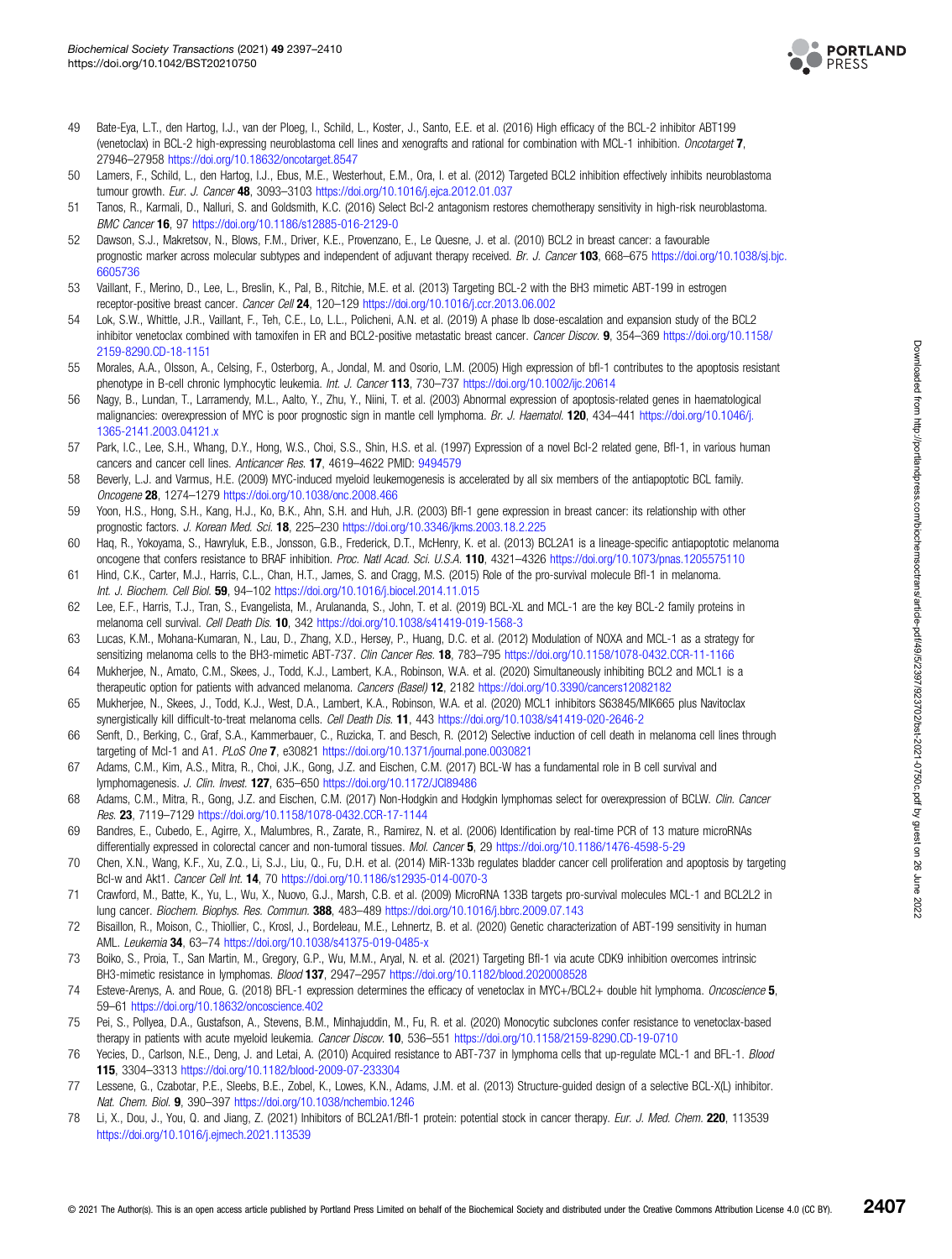49 Bate-Eya, L.T., den Hartog, I.J., van der Ploeg, I., Schild, L., Koster, J., Santo, E.E. et al. (2016) High efficacy of the BCL-2 inhibitor ABT199 (venetoclax) in BCL-2 high-expressing neuroblastoma cell lines and xenografts and rational for combination with MCL-1 inhibition. *Oncotarget* **7**, 27946–27958 https://doi.org/10.18632/oncotarget.8547

50 Lamers, F., Schild, L., den Hartog, I.J., Ebus, M.E., Westerhout, E.M., Ora, I. et al. (2012) Targeted BCL2 inhibition effectively inhibits neuroblastoma tumour growth. *Eur. J. Cancer* **48**, 3093–3103 https://doi.org/10.1016/j.ejca.2012.01.037

51 Tanos, R., Karmali, D., Nalluri, S. and Goldsmith, K.C. (2016) Select Bcl-2 antagonism restores chemotherapy sensitivity in high-risk neuroblastoma. *BMC Cancer* **16**, 97 https://doi.org/10.1186/s12885-016-2129-0

52 Dawson, S.J., Makretsov, N., Blows, F.M., Driver, K.E., Provenzano, E., Le Quesne, J. et al. (2010) BCL2 in breast cancer: a favourable prognostic marker across molecular subtypes and independent of adjuvant therapy received. *Br. J. Cancer* **103**, 668–675 https://doi.org/10.1038/sj.bjc.6605736

53 Vaillant, F., Merino, D., Lee, L., Breslin, K., Pal, B., Ritchie, M.E. et al. (2013) Targeting BCL-2 with the BH3 mimetic ABT-199 in estrogen receptor-positive breast cancer. *Cancer Cell* **24**, 120–129 https://doi.org/10.1016/j.ccr.2013.06.002

54 Lok, S.W., Whittle, J.R., Vaillant, F., Teh, C.E., Lo, L.L., Policheni, A.N. et al. (2019) A phase Ib dose-escalation and expansion study of the BCL2 inhibitor venetoclax combined with tamoxifen in ER and BCL2-positive metastatic breast cancer. *Cancer Discov.* **9**, 354–369 https://doi.org/10.1158/2159-8290.CD-18-1151

55 Morales, A.A., Olsson, A., Celsing, F., Osterborg, A., Jondal, M. and Osorio, L.M. (2005) High expression of bfl-1 contributes to the apoptosis resistant phenotype in B-cell chronic lymphocytic leukemia. *Int. J. Cancer* **113**, 730–737 https://doi.org/10.1002/ijc.20614

56 Nagy, B., Lundan, T., Larramendy, M.L., Aalto, Y., Zhu, Y., Niini, T. et al. (2003) Abnormal expression of apoptosis-related genes in haematological malignancies: overexpression of MYC is poor prognostic sign in mantle cell lymphoma. *Br. J. Haematol.* **120**, 434–441 https://doi.org/10.1046/j.1365-2141.2003.04121.x

57 Park, I.C., Lee, S.H., Whang, D.Y., Hong, W.S., Choi, S.S., Shin, H.S. et al. (1997) Expression of a novel Bcl-2 related gene, Bfl-1, in various human cancers and cancer cell lines. *Anticancer Res.* **17**, 4619–4622 PMID: 9494579

58 Beverly, L.J. and Varmus, H.E. (2009) MYC-induced myeloid leukemogenesis is accelerated by all six members of the antiapoptotic BCL family. *Oncogene* **28**, 1274–1279 https://doi.org/10.1038/onc.2008.466

59 Yoon, H.S., Hong, S.H., Kang, H.J., Ko, B.K., Ahn, S.H. and Huh, J.R. (2003) Bfl-1 gene expression in breast cancer: its relationship with other prognostic factors. *J. Korean Med. Sci.* **18**, 225–230 https://doi.org/10.3346/jkms.2003.18.2.225

60 Haq, R., Yokoyama, S., Hawryluk, E.B., Jonsson, G.B., Frederick, D.T., McHenry, K. et al. (2013) BCL2A1 is a lineage-specific antiapoptotic melanoma oncogene that confers resistance to BRAF inhibition. *Proc. Natl Acad. Sci. U.S.A.* **110**, 4321–4326 https://doi.org/10.1073/pnas.1205575110

61 Hind, C.K., Carter, M.J., Harris, C.L., Chan, H.T., James, S. and Cragg, M.S. (2015) Role of the pro-survival molecule Bfl-1 in melanoma. *Int. J. Biochem. Cell Biol.* **59**, 94–102 https://doi.org/10.1016/j.biocel.2014.11.015

62 Lee, E.F., Harris, T.J., Tran, S., Evangelista, M., Arulananda, S., John, T. et al. (2019) BCL-XL and MCL-1 are the key BCL-2 family proteins in melanoma cell survival. *Cell Death Dis.* **10**, 342 https://doi.org/10.1038/s41419-019-1568-3

63 Lucas, K.M., Mohana-Kumaran, N., Lau, D., Zhang, X.D., Hersey, P., Huang, D.C. et al. (2012) Modulation of NOXA and MCL-1 as a strategy for sensitizing melanoma cells to the BH3-mimetic ABT-737. *Clin Cancer Res.* **18**, 783–795 https://doi.org/10.1158/1078-0432.CCR-11-1166

64 Mukherjee, N., Amato, C.M., Skees, J., Todd, K.J., Lambert, K.A., Robinson, W.A. et al. (2020) Simultaneously inhibiting BCL2 and MCL1 is a therapeutic option for patients with advanced melanoma. *Cancers (Basel)* **12**, 2182 https://doi.org/10.3390/cancers12082182

65 Mukherjee, N., Skees, J., Todd, K.J., West, D.A., Lambert, K.A., Robinson, W.A. et al. (2020) MCL1 inhibitors S63845/MIK665 plus Navitoclax synergistically kill difficult-to-treat melanoma cells. *Cell Death Dis.* **11**, 443 https://doi.org/10.1038/s41419-020-2646-2

66 Senft, D., Berking, C., Graf, S.A., Kammerbauer, C., Ruzicka, T. and Besch, R. (2012) Selective induction of cell death in melanoma cell lines through targeting of Mcl-1 and A1. *PLoS One* **7**, e30821 https://doi.org/10.1371/journal.pone.0030821

67 Adams, C.M., Kim, A.S., Mitra, R., Choi, J.K., Gong, J.Z. and Eischen, C.M. (2017) BCL-W has a fundamental role in B cell survival and lymphomagenesis. *J. Clin. Invest.* **127**, 635–650 https://doi.org/10.1172/JCI89486

68 Adams, C.M., Mitra, R., Gong, J.Z. and Eischen, C.M. (2017) Non-Hodgkin and Hodgkin lymphomas select for overexpression of BCLW. *Clin. Cancer Res.* **23**, 7119–7129 https://doi.org/10.1158/1078-0432.CCR-17-1144

69 Bandres, E., Cubedo, E., Agirre, X., Malumbres, R., Zarate, R., Ramirez, N. et al. (2006) Identification by real-time PCR of 13 mature microRNAs differentially expressed in colorectal cancer and non-tumoral tissues. *Mol. Cancer* **5**, 29 https://doi.org/10.1186/1476-4598-5-29

70 Chen, X.N., Wang, K.F., Xu, Z.Q., Li, S.J., Liu, Q., Fu, D.H. et al. (2014) MiR-133b regulates bladder cancer cell proliferation and apoptosis by targeting Bcl-w and Akt1. *Cancer Cell Int.* **14**, 70 https://doi.org/10.1186/s12935-014-0070-3

71 Crawford, M., Batte, K., Yu, L., Wu, X., Nuovo, G.J., Marsh, C.B. et al. (2009) MicroRNA 133B targets pro-survival molecules MCL-1 and BCL2L2 in lung cancer. *Biochem. Biophys. Res. Commun.* **388**, 483–489 https://doi.org/10.1016/j.bbrc.2009.07.143

72 Bisaillon, R., Moison, C., Thiollier, C., Krosl, J., Bordeleau, M.E., Lehnertz, B. et al. (2020) Genetic characterization of ABT-199 sensitivity in human AML. *Leukemia* **34**, 63–74 https://doi.org/10.1038/s41375-019-0485-x

73 Boiko, S., Proia, T., San Martin, M., Gregory, G.P., Wu, M.M., Aryal, N. et al. (2021) Targeting Bfl-1 via acute CDK9 inhibition overcomes intrinsic BH3-mimetic resistance in lymphomas. *Blood* **137**, 2947–2957 https://doi.org/10.1182/blood.2020008528

74 Esteve-Arenys, A. and Roue, G. (2018) BFL-1 expression determines the efficacy of venetoclax in MYC+/BCL2+ double hit lymphoma. *Oncoscience* **5**, 59–61 https://doi.org/10.18632/oncoscience.402

75 Pei, S., Pollyea, D.A., Gustafson, A., Stevens, B.M., Minhajuddin, M., Fu, R. et al. (2020) Monocytic subclones confer resistance to venetoclax-based therapy in patients with acute myeloid leukemia. *Cancer Discov.* **10**, 536–551 https://doi.org/10.1158/2159-8290.CD-19-0710

76 Yecies, D., Carlson, N.E., Deng, J. and Letai, A. (2010) Acquired resistance to ABT-737 in lymphoma cells that up-regulate MCL-1 and BFL-1. *Blood* **115**, 3304–3313 https://doi.org/10.1182/blood-2009-07-233304

77 Lessene, G., Czabotar, P.E., Sleebs, B.E., Zobel, K., Lowes, K.N., Adams, J.M. et al. (2013) Structure-guided design of a selective BCL-X(L) inhibitor. *Nat. Chem. Biol.* **9**, 390–397 https://doi.org/10.1038/nchembio.1246

78 Li, X., Dou, J., You, Q. and Jiang, Z. (2021) Inhibitors of BCL2A1/Bfl-1 protein: potential stock in cancer therapy. *Eur. J. Med. Chem.* **220**, 113539 https://doi.org/10.1016/j.ejmech.2021.113539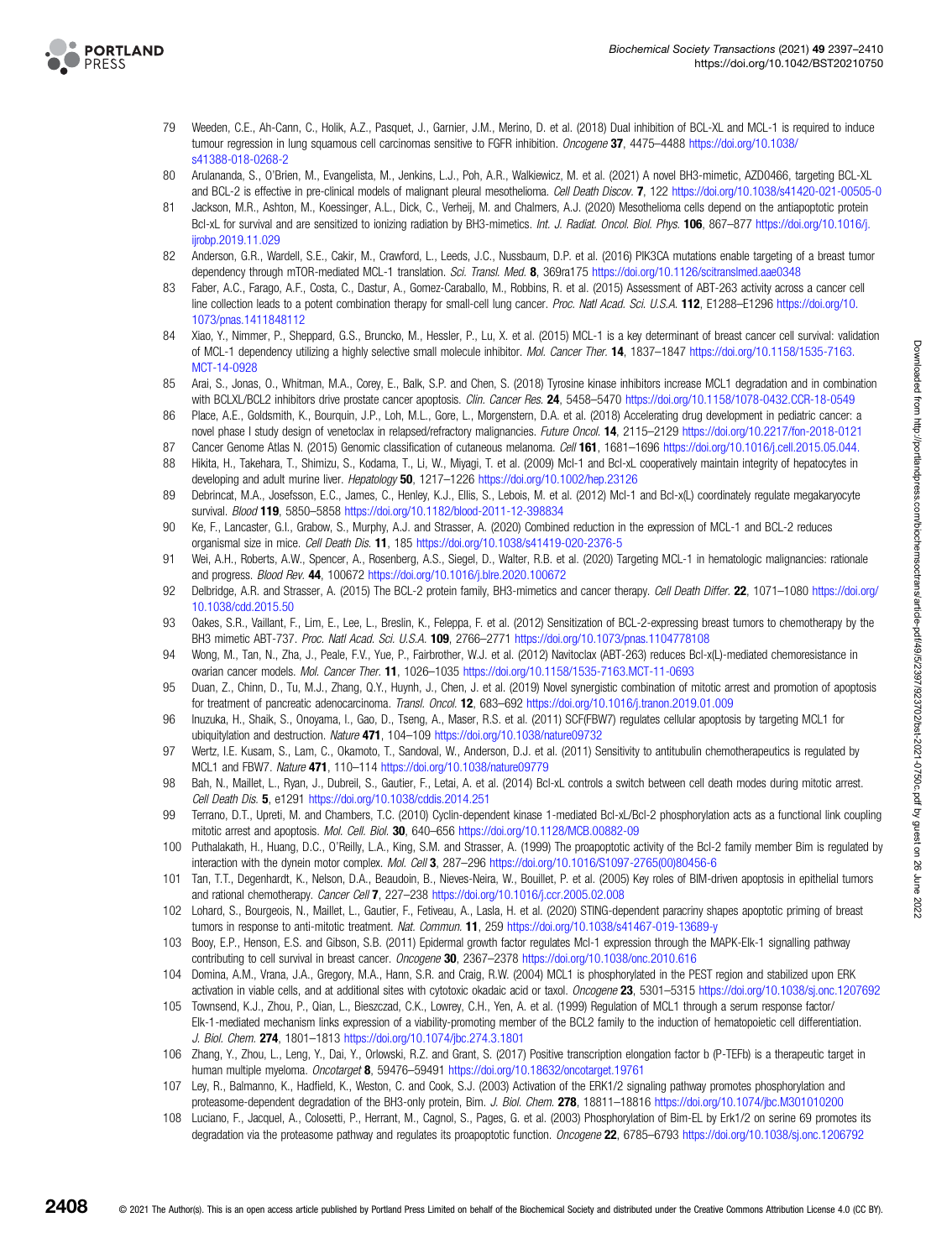79 Weeden, C.E., Ah-Cann, C., Holik, A.Z., Pasquet, J., Garnier, J.M., Merino, D. et al. (2018) Dual inhibition of BCL-XL and MCL-1 is required to induce tumour regression in lung squamous cell carcinomas sensitive to FGFR inhibition. *Oncogene* **37**, 4475–4488 https://doi.org/10.1038/s41388-018-0268-2

80 Arulananda, S., O'Brien, M., Evangelista, M., Jenkins, L.J., Poh, A.R., Walkiewicz, M. et al. (2021) A novel BH3-mimetic, AZD0466, targeting BCL-XL and BCL-2 is effective in pre-clinical models of malignant pleural mesothelioma. *Cell Death Discov.* **7**, 122 https://doi.org/10.1038/s41420-021-00505-0

81 Jackson, M.R., Ashton, M., Koessinger, A.L., Dick, C., Verheij, M. and Chalmers, A.J. (2020) Mesothelioma cells depend on the antiapoptotic protein Bcl-xL for survival and are sensitized to ionizing radiation by BH3-mimetics. *Int. J. Radiat. Oncol. Biol. Phys.* **106**, 867–877 https://doi.org/10.1016/j.ijrobp.2019.11.029

82 Anderson, G.R., Wardell, S.E., Cakir, M., Crawford, L., Leeds, J.C., Nussbaum, D.P. et al. (2016) PIK3CA mutations enable targeting of a breast tumor dependency through mTOR-mediated MCL-1 translation. *Sci. Transl. Med.* **8**, 369ra175 https://doi.org/10.1126/scitranslmed.aae0348

83 Faber, A.C., Farago, A.F., Costa, C., Dastur, A., Gomez-Caraballo, M., Robbins, R. et al. (2015) Assessment of ABT-263 activity across a cancer cell line collection leads to a potent combination therapy for small-cell lung cancer. *Proc. Natl Acad. Sci. U.S.A.* **112**, E1288–E1296 https://doi.org/10.1073/pnas.1411848112

84 Xiao, Y., Nimmer, P., Sheppard, G.S., Bruncko, M., Hessler, P., Lu, X. et al. (2015) MCL-1 is a key determinant of breast cancer cell survival: validation of MCL-1 dependency utilizing a highly selective small molecule inhibitor. *Mol. Cancer Ther.* **14**, 1837–1847 https://doi.org/10.1158/1535-7163.MCT-14-0928

85 Arai, S., Jonas, O., Whitman, M.A., Corey, E., Balk, S.P. and Chen, S. (2018) Tyrosine kinase inhibitors increase MCL1 degradation and in combination with BCLXL/BCL2 inhibitors drive prostate cancer apoptosis. *Clin. Cancer Res.* **24**, 5458–5470 https://doi.org/10.1158/1078-0432.CCR-18-0549

86 Place, A.E., Goldsmith, K., Bourquin, J.P., Loh, M.L., Gore, L., Morgenstern, D.A. et al. (2018) Accelerating drug development in pediatric cancer: a novel phase I study design of venetoclax in relapsed/refractory malignancies. *Future Oncol.* **14**, 2115–2129 https://doi.org/10.2217/fon-2018-0121

87 Cancer Genome Atlas N. (2015) Genomic classification of cutaneous melanoma. *Cell* **161**, 1681–1696 https://doi.org/10.1016/j.cell.2015.05.044.

88 Hikita, H., Takehara, T., Shimizu, S., Kodama, T., Li, W., Miyagi, T. et al. (2009) Mcl-1 and Bcl-xL cooperatively maintain integrity of hepatocytes in developing and adult murine liver. *Hepatology* **50**, 1217–1226 https://doi.org/10.1002/hep.23126

89 Debrincat, M.A., Josefsson, E.C., James, C., Henley, K.J., Ellis, S., Lebois, M. et al. (2012) Mcl-1 and Bcl-x(L) coordinately regulate megakaryocyte survival. *Blood* **119**, 5850–5858 https://doi.org/10.1182/blood-2011-12-398834

90 Ke, F., Lancaster, G.I., Grabow, S., Murphy, A.J. and Strasser, A. (2020) Combined reduction in the expression of MCL-1 and BCL-2 reduces organismal size in mice. *Cell Death Dis.* **11**, 185 https://doi.org/10.1038/s41419-020-2376-5

91 Wei, A.H., Roberts, A.W., Spencer, A., Rosenberg, A.S., Siegel, D., Walter, R.B. et al. (2020) Targeting MCL-1 in hematologic malignancies: rationale and progress. *Blood Rev.* **44**, 100672 https://doi.org/10.1016/j.blre.2020.100672

92 Delbridge, A.R. and Strasser, A. (2015) The BCL-2 protein family, BH3-mimetics and cancer therapy. *Cell Death Differ.* **22**, 1071–1080 https://doi.org/10.1038/cdd.2015.50

93 Oakes, S.R., Vaillant, F., Lim, E., Lee, L., Breslin, K., Feleppa, F. et al. (2012) Sensitization of BCL-2-expressing breast tumors to chemotherapy by the BH3 mimetic ABT-737. *Proc. Natl Acad. Sci. U.S.A.* **109**, 2766–2771 https://doi.org/10.1073/pnas.1104778108

94 Wong, M., Tan, N., Zha, J., Peale, F.V., Yue, P., Fairbrother, W.J. et al. (2012) Navitoclax (ABT-263) reduces Bcl-x(L)-mediated chemoresistance in ovarian cancer models. *Mol. Cancer Ther.* **11**, 1026–1035 https://doi.org/10.1158/1535-7163.MCT-11-0693

95 Duan, Z., Chinn, D., Tu, M.J., Zhang, Q.Y., Huynh, J., Chen, J. et al. (2019) Novel synergistic combination of mitotic arrest and promotion of apoptosis for treatment of pancreatic adenocarcinoma. *Transl. Oncol.* **12**, 683–692 https://doi.org/10.1016/j.tranon.2019.01.009

96 Inuzuka, H., Shaik, S., Onoyama, I., Gao, D., Tseng, A., Maser, R.S. et al. (2011) SCF(FBW7) regulates cellular apoptosis by targeting MCL1 for ubiquitylation and destruction. *Nature* **471**, 104–109 https://doi.org/10.1038/nature09732

97 Wertz, I.E. Kusam, S., Lam, C., Okamoto, T., Sandoval, W., Anderson, D.J. et al. (2011) Sensitivity to antitubulin chemotherapeutics is regulated by MCL1 and FBW7. *Nature* **471**, 110–114 https://doi.org/10.1038/nature09779

98 Bah, N., Maillet, L., Ryan, J., Dubreil, S., Gautier, F., Letai, A. et al. (2014) Bcl-xL controls a switch between cell death modes during mitotic arrest. *Cell Death Dis.* **5**, e1291 https://doi.org/10.1038/cddis.2014.251

99 Terrano, D.T., Upreti, M. and Chambers, T.C. (2010) Cyclin-dependent kinase 1-mediated Bcl-xL/Bcl-2 phosphorylation acts as a functional link coupling mitotic arrest and apoptosis. *Mol. Cell. Biol.* **30**, 640–656 https://doi.org/10.1128/MCB.00882-09

100 Puthalakath, H., Huang, D.C., O'Reilly, L.A., King, S.M. and Strasser, A. (1999) The proapoptotic activity of the Bcl-2 family member Bim is regulated by interaction with the dynein motor complex. *Mol. Cell* **3**, 287–296 https://doi.org/10.1016/S1097-2765(00)80456-6

101 Tan, T.T., Degenhardt, K., Nelson, D.A., Beaudoin, B., Nieves-Neira, W., Bouillet, P. et al. (2005) Key roles of BIM-driven apoptosis in epithelial tumors and rational chemotherapy. *Cancer Cell* **7**, 227–238 https://doi.org/10.1016/j.ccr.2005.02.008

102 Lohard, S., Bourgeois, N., Maillet, L., Gautier, F., Fetiveau, A., Lasla, H. et al. (2020) STING-dependent paracriny shapes apoptotic priming of breast tumors in response to anti-mitotic treatment. *Nat. Commun.* **11**, 259 https://doi.org/10.1038/s41467-019-13689-y

103 Booy, E.P., Henson, E.S. and Gibson, S.B. (2011) Epidermal growth factor regulates Mcl-1 expression through the MAPK-Elk-1 signalling pathway contributing to cell survival in breast cancer. *Oncogene* **30**, 2367–2378 https://doi.org/10.1038/onc.2010.616

104 Domina, A.M., Vrana, J.A., Gregory, M.A., Hann, S.R. and Craig, R.W. (2004) MCL1 is phosphorylated in the PEST region and stabilized upon ERK activation in viable cells, and at additional sites with cytotoxic okadaic acid or taxol. *Oncogene* **23**, 5301–5315 https://doi.org/10.1038/sj.onc.1207692

105 Townsend, K.J., Zhou, P., Qian, L., Bieszczad, C.K., Lowrey, C.H., Yen, A. et al. (1999) Regulation of MCL1 through a serum response factor/Elk-1-mediated mechanism links expression of a viability-promoting member of the BCL2 family to the induction of hematopoietic cell differentiation. *J. Biol. Chem.* **274**, 1801–1813 https://doi.org/10.1074/jbc.274.3.1801

106 Zhang, Y., Zhou, L., Leng, Y., Dai, Y., Orlowski, R.Z. and Grant, S. (2017) Positive transcription elongation factor b (P-TEFb) is a therapeutic target in human multiple myeloma. *Oncotarget* **8**, 59476–59491 https://doi.org/10.18632/oncotarget.19761

107 Ley, R., Balmanno, K., Hadfield, K., Weston, C. and Cook, S.J. (2003) Activation of the ERK1/2 signaling pathway promotes phosphorylation and proteasome-dependent degradation of the BH3-only protein, Bim. *J. Biol. Chem.* **278**, 18811–18816 https://doi.org/10.1074/jbc.M301010200

108 Luciano, F., Jacquel, A., Colosetti, P., Herrant, M., Cagnol, S., Pages, G. et al. (2003) Phosphorylation of Bim-EL by Erk1/2 on serine 69 promotes its degradation via the proteasome pathway and regulates its proapoptotic function. *Oncogene* **22**, 6785–6793 https://doi.org/10.1038/sj.onc.1206792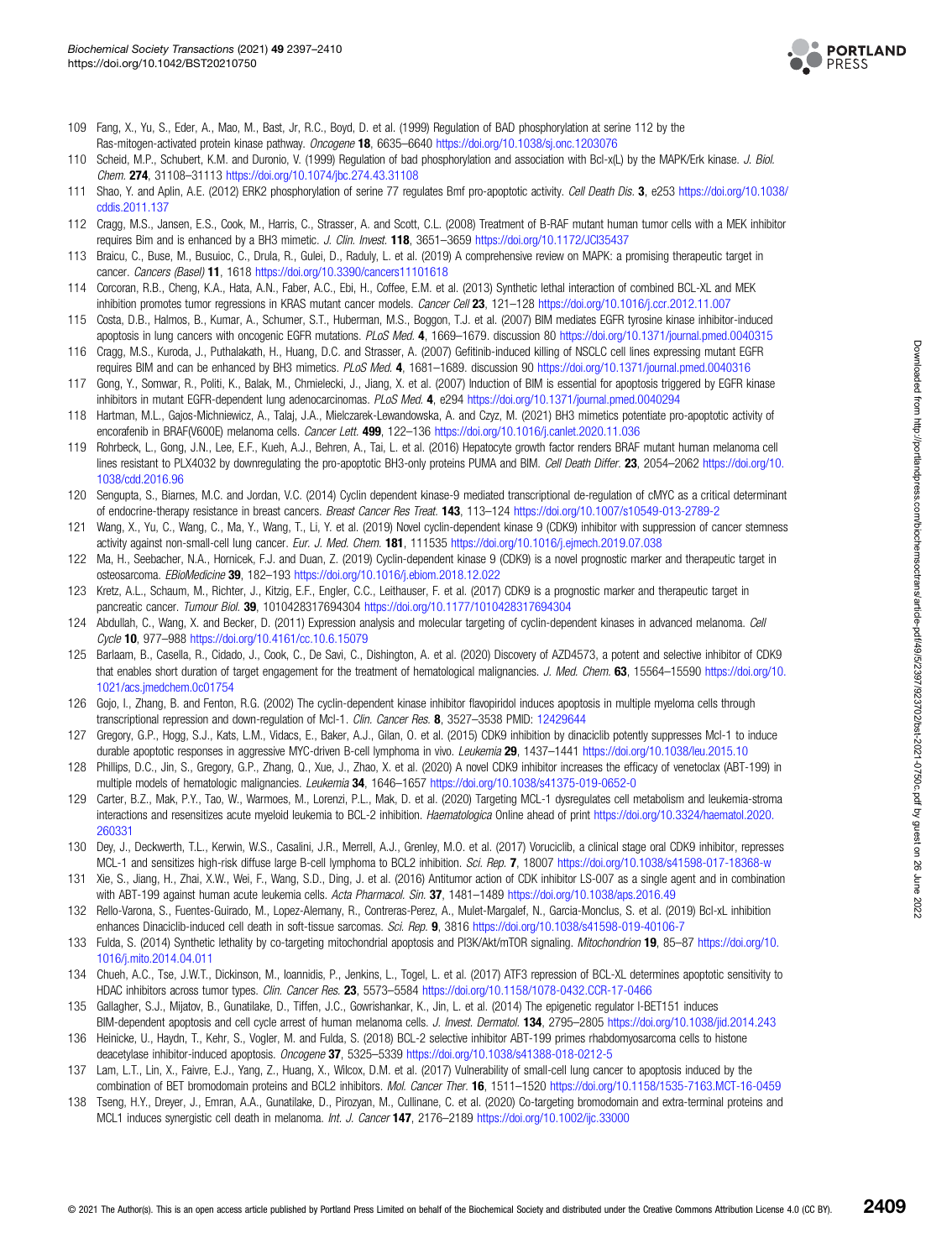109 Fang, X., Yu, S., Eder, A., Mao, M., Bast, Jr, R.C., Boyd, D. et al. (1999) Regulation of BAD phosphorylation at serine 112 by the Ras-mitogen-activated protein kinase pathway. *Oncogene* **18**, 6635–6640 https://doi.org/10.1038/sj.onc.1203076

110 Scheid, M.P., Schubert, K.M. and Duronio, V. (1999) Regulation of bad phosphorylation and association with Bcl-x(L) by the MAPK/Erk kinase. *J. Biol. Chem.* **274**, 31108–31113 https://doi.org/10.1074/jbc.274.43.31108

111 Shao, Y. and Aplin, A.E. (2012) ERK2 phosphorylation of serine 77 regulates Bmf pro-apoptotic activity. *Cell Death Dis.* **3**, e253 https://doi.org/10.1038/cddis.2011.137

112 Cragg, M.S., Jansen, E.S., Cook, M., Harris, C., Strasser, A. and Scott, C.L. (2008) Treatment of B-RAF mutant human tumor cells with a MEK inhibitor requires Bim and is enhanced by a BH3 mimetic. *J. Clin. Invest.* **118**, 3651–3659 https://doi.org/10.1172/JCI35437

113 Braicu, C., Buse, M., Busuioc, C., Drula, R., Gulei, D., Raduly, L. et al. (2019) A comprehensive review on MAPK: a promising therapeutic target in cancer. *Cancers (Basel)* **11**, 1618 https://doi.org/10.3390/cancers11101618

114 Corcoran, R.B., Cheng, K.A., Hata, A.N., Faber, A.C., Ebi, H., Coffee, E.M. et al. (2013) Synthetic lethal interaction of combined BCL-XL and MEK inhibition promotes tumor regressions in KRAS mutant cancer models. *Cancer Cell* **23**, 121–128 https://doi.org/10.1016/j.ccr.2012.11.007

115 Costa, D.B., Halmos, B., Kumar, A., Schumer, S.T., Huberman, M.S., Boggon, T.J. et al. (2007) BIM mediates EGFR tyrosine kinase inhibitor-induced apoptosis in lung cancers with oncogenic EGFR mutations. *PLoS Med.* **4**, 1669–1679. discussion 80 https://doi.org/10.1371/journal.pmed.0040315

116 Cragg, M.S., Kuroda, J., Puthalakath, H., Huang, D.C. and Strasser, A. (2007) Gefitinib-induced killing of NSCLC cell lines expressing mutant EGFR requires BIM and can be enhanced by BH3 mimetics. *PLoS Med.* **4**, 1681–1689. discussion 90 https://doi.org/10.1371/journal.pmed.0040316

117 Gong, Y., Somwar, R., Politi, K., Balak, M., Chmielecki, J., Jiang, X. et al. (2007) Induction of BIM is essential for apoptosis triggered by EGFR kinase inhibitors in mutant EGFR-dependent lung adenocarcinomas. *PLoS Med.* **4**, e294 https://doi.org/10.1371/journal.pmed.0040294

118 Hartman, M.L., Gajos-Michniewicz, A., Talaj, J.A., Mielczarek-Lewandowska, A. and Czyz, M. (2021) BH3 mimetics potentiate pro-apoptotic activity of encorafenib in BRAF(V600E) melanoma cells. *Cancer Lett.* **499**, 122–136 https://doi.org/10.1016/j.canlet.2020.11.036

119 Rohrbeck, L., Gong, J.N., Lee, E.F., Kueh, A.J., Behren, A., Tai, L. et al. (2016) Hepatocyte growth factor renders BRAF mutant human melanoma cell lines resistant to PLX4032 by downregulating the pro-apoptotic BH3-only proteins PUMA and BIM. *Cell Death Differ.* **23**, 2054–2062 https://doi.org/10.1038/cdd.2016.96

120 Sengupta, S., Biarnes, M.C. and Jordan, V.C. (2014) Cyclin dependent kinase-9 mediated transcriptional de-regulation of cMYC as a critical determinant of endocrine-therapy resistance in breast cancers. *Breast Cancer Res Treat.* **143**, 113–124 https://doi.org/10.1007/s10549-013-2789-2

121 Wang, X., Yu, C., Wang, C., Ma, Y., Wang, T., Li, Y. et al. (2019) Novel cyclin-dependent kinase 9 (CDK9) inhibitor with suppression of cancer stemness activity against non-small-cell lung cancer. *Eur. J. Med. Chem.* **181**, 111535 https://doi.org/10.1016/j.ejmech.2019.07.038

122 Ma, H., Seebacher, N.A., Hornicek, F.J. and Duan, Z. (2019) Cyclin-dependent kinase 9 (CDK9) is a novel prognostic marker and therapeutic target in osteosarcoma. *EBioMedicine* **39**, 182–193 https://doi.org/10.1016/j.ebiom.2018.12.022

123 Kretz, A.L., Schaum, M., Richter, J., Kitzig, E.F., Engler, C.C., Leithauser, F. et al. (2017) CDK9 is a prognostic marker and therapeutic target in pancreatic cancer. *Tumour Biol.* **39**, 1010428317694304 https://doi.org/10.1177/1010428317694304

124 Abdullah, C., Wang, X. and Becker, D. (2011) Expression analysis and molecular targeting of cyclin-dependent kinases in advanced melanoma. *Cell Cycle* **10**, 977–988 https://doi.org/10.4161/cc.10.6.15079

125 Barlaam, B., Casella, R., Cidado, J., Cook, C., De Savi, C., Dishington, A. et al. (2020) Discovery of AZD4573, a potent and selective inhibitor of CDK9 that enables short duration of target engagement for the treatment of hematological malignancies. *J. Med. Chem.* **63**, 15564–15590 https://doi.org/10.1021/acs.jmedchem.0c01754

126 Gojo, I., Zhang, B. and Fenton, R.G. (2002) The cyclin-dependent kinase inhibitor flavopiridol induces apoptosis in multiple myeloma cells through transcriptional repression and down-regulation of Mcl-1. *Clin. Cancer Res.* **8**, 3527–3538 PMID: 12429644

127 Gregory, G.P., Hogg, S.J., Kats, L.M., Vidacs, E., Baker, A.J., Gilan, O. et al. (2015) CDK9 inhibition by dinaciclib potently suppresses Mcl-1 to induce durable apoptotic responses in aggressive MYC-driven B-cell lymphoma in vivo. *Leukemia* **29**, 1437–1441 https://doi.org/10.1038/leu.2015.10

128 Phillips, D.C., Jin, S., Gregory, G.P., Zhang, Q., Xue, J., Zhao, X. et al. (2020) A novel CDK9 inhibitor increases the efficacy of venetoclax (ABT-199) in multiple models of hematologic malignancies. *Leukemia* **34**, 1646–1657 https://doi.org/10.1038/s41375-019-0652-0

129 Carter, B.Z., Mak, P.Y., Tao, W., Warmoes, M., Lorenzi, P.L., Mak, D. et al. (2020) Targeting MCL-1 dysregulates cell metabolism and leukemia-stroma interactions and resensitizes acute myeloid leukemia to BCL-2 inhibition. *Haematologica* Online ahead of print https://doi.org/10.3324/haematol.2020.260331

130 Dey, J., Deckwerth, T.L., Kerwin, W.S., Casalini, J.R., Merrell, A.J., Grenley, M.O. et al. (2017) Voruciclib, a clinical stage oral CDK9 inhibitor, represses MCL-1 and sensitizes high-risk diffuse large B-cell lymphoma to BCL2 inhibition. *Sci. Rep.* **7**, 18007 https://doi.org/10.1038/s41598-017-18368-w

131 Xie, S., Jiang, H., Zhai, X.W., Wei, F., Wang, S.D., Ding, J. et al. (2016) Antitumor action of CDK inhibitor LS-007 as a single agent and in combination with ABT-199 against human acute leukemia cells. *Acta Pharmacol. Sin.* **37**, 1481–1489 https://doi.org/10.1038/aps.2016.49

132 Rello-Varona, S., Fuentes-Guirado, M., Lopez-Alemany, R., Contreras-Perez, A., Mulet-Margalef, N., Garcia-Monclus, S. et al. (2019) Bcl-xL inhibition enhances Dinaciclib-induced cell death in soft-tissue sarcomas. *Sci. Rep.* **9**, 3816 https://doi.org/10.1038/s41598-019-40106-7

133 Fulda, S. (2014) Synthetic lethality by co-targeting mitochondrial apoptosis and PI3K/Akt/mTOR signaling. *Mitochondrion* **19**, 85–87 https://doi.org/10.1016/j.mito.2014.04.011

134 Chueh, A.C., Tse, J.W.T., Dickinson, M., Ioannidis, P., Jenkins, L., Togel, L. et al. (2017) ATF3 repression of BCL-XL determines apoptotic sensitivity to HDAC inhibitors across tumor types. *Clin. Cancer Res.* **23**, 5573–5584 https://doi.org/10.1158/1078-0432.CCR-17-0466

135 Gallagher, S.J., Mijatov, B., Gunatilake, D., Tiffen, J.C., Gowrishankar, K., Jin, L. et al. (2014) The epigenetic regulator I-BET151 induces BIM-dependent apoptosis and cell cycle arrest of human melanoma cells. *J. Invest. Dermatol.* **134**, 2795–2805 https://doi.org/10.1038/jid.2014.243

136 Heinicke, U., Haydn, T., Kehr, S., Vogler, M. and Fulda, S. (2018) BCL-2 selective inhibitor ABT-199 primes rhabdomyosarcoma cells to histone deacetylase inhibitor-induced apoptosis. *Oncogene* **37**, 5325–5339 https://doi.org/10.1038/s41388-018-0212-5

137 Lam, L.T., Lin, X., Faivre, E.J., Yang, Z., Huang, X., Wilcox, D.M. et al. (2017) Vulnerability of small-cell lung cancer to apoptosis induced by the combination of BET bromodomain proteins and BCL2 inhibitors. *Mol. Cancer Ther.* **16**, 1511–1520 https://doi.org/10.1158/1535-7163.MCT-16-0459

138 Tseng, H.Y., Dreyer, J., Emran, A.A., Gunatilake, D., Pirozyan, M., Cullinane, C. et al. (2020) Co-targeting bromodomain and extra-terminal proteins and MCL1 induces synergistic cell death in melanoma. *Int. J. Cancer* **147**, 2176–2189 https://doi.org/10.1002/ijc.33000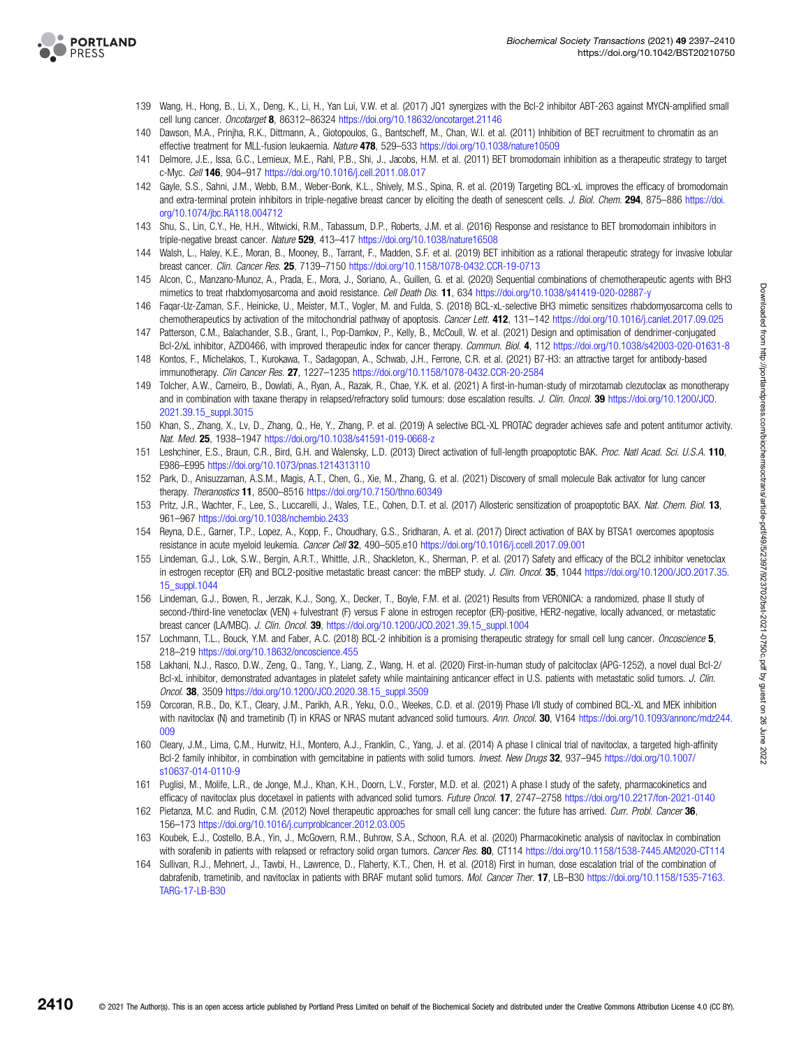139 Wang, H., Hong, B., Li, X., Deng, K., Li, H., Yan Lui, V.W. et al. (2017) JQ1 synergizes with the Bcl-2 inhibitor ABT-263 against MYCN-amplified small cell lung cancer. *Oncotarget* **8**, 86312–86324 https://doi.org/10.18632/oncotarget.21146

140 Dawson, M.A., Prinjha, R.K., Dittmann, A., Giotopoulos, G., Bantscheff, M., Chan, W.I. et al. (2011) Inhibition of BET recruitment to chromatin as an effective treatment for MLL-fusion leukaemia. *Nature* **478**, 529–533 https://doi.org/10.1038/nature10509

141 Delmore, J.E., Issa, G.C., Lemieux, M.E., Rahl, P.B., Shi, J., Jacobs, H.M. et al. (2011) BET bromodomain inhibition as a therapeutic strategy to target c-Myc. *Cell* **146**, 904–917 https://doi.org/10.1016/j.cell.2011.08.017

142 Gayle, S.S., Sahni, J.M., Webb, B.M., Weber-Bonk, K.L., Shively, M.S., Spina, R. et al. (2019) Targeting BCL-xL improves the efficacy of bromodomain and extra-terminal protein inhibitors in triple-negative breast cancer by eliciting the death of senescent cells. *J. Biol. Chem.* **294**, 875–886 https://doi.org/10.1074/jbc.RA118.004712

143 Shu, S., Lin, C.Y., He, H.H., Witwicki, R.M., Tabassum, D.P., Roberts, J.M. et al. (2016) Response and resistance to BET bromodomain inhibitors in triple-negative breast cancer. *Nature* **529**, 413–417 https://doi.org/10.1038/nature16508

144 Walsh, L., Haley, K.E., Moran, B., Mooney, B., Tarrant, F., Madden, S.F. et al. (2019) BET inhibition as a rational therapeutic strategy for invasive lobular breast cancer. *Clin. Cancer Res.* **25**, 7139–7150 https://doi.org/10.1158/1078-0432.CCR-19-0713

145 Alcon, C., Manzano-Munoz, A., Prada, E., Mora, J., Soriano, A., Guillen, G. et al. (2020) Sequential combinations of chemotherapeutic agents with BH3 mimetics to treat rhabdomyosarcoma and avoid resistance. *Cell Death Dis.* **11**, 634 https://doi.org/10.1038/s41419-020-02887-y

146 Faqar-Uz-Zaman, S.F., Heinicke, U., Meister, M.T., Vogler, M. and Fulda, S. (2018) BCL-xL-selective BH3 mimetic sensitizes rhabdomyosarcoma cells to chemotherapeutics by activation of the mitochondrial pathway of apoptosis. *Cancer Lett.* **412**, 131–142 https://doi.org/10.1016/j.canlet.2017.09.025

147 Patterson, C.M., Balachander, S.B., Grant, I., Pop-Damkov, P., Kelly, B., McCoull, W. et al. (2021) Design and optimisation of dendrimer-conjugated Bcl-2/xL inhibitor, AZD0466, with improved therapeutic index for cancer therapy. *Commun. Biol.* **4**, 112 https://doi.org/10.1038/s42003-020-01631-8

148 Kontos, F., Michelakos, T., Kurokawa, T., Sadagopan, A., Schwab, J.H., Ferrone, C.R. et al. (2021) B7-H3: an attractive target for antibody-based immunotherapy. *Clin Cancer Res.* **27**, 1227–1235 https://doi.org/10.1158/1078-0432.CCR-20-2584

149 Tolcher, A.W., Carneiro, B., Dowlati, A., Ryan, A., Razak, R., Chae, Y.K. et al. (2021) A first-in-human-study of mirzotamab clezutoclax as monotherapy and in combination with taxane therapy in relapsed/refractory solid tumours: dose escalation results. *J. Clin. Oncol.* **39** https://doi.org/10.1200/JCO.2021.39.15_suppl.3015

150 Khan, S., Zhang, X., Lv, D., Zhang, Q., He, Y., Zhang, P. et al. (2019) A selective BCL-XL PROTAC degrader achieves safe and potent antitumor activity. *Nat. Med.* **25**, 1938–1947 https://doi.org/10.1038/s41591-019-0668-z

151 Leshchiner, E.S., Braun, C.R., Bird, G.H. and Walensky, L.D. (2013) Direct activation of full-length proapoptotic BAK. *Proc. Natl Acad. Sci. U.S.A.* **110**, E986–E995 https://doi.org/10.1073/pnas.1214313110

152 Park, D., Anisuzzaman, A.S.M., Magis, A.T., Chen, G., Xie, M., Zhang, G. et al. (2021) Discovery of small molecule Bak activator for lung cancer therapy. *Theranostics* **11**, 8500–8516 https://doi.org/10.7150/thno.60349

153 Pritz, J.R., Wachter, F., Lee, S., Luccarelli, J., Wales, T.E., Cohen, D.T. et al. (2017) Allosteric sensitization of proapoptotic BAX. *Nat. Chem. Biol.* **13**, 961–967 https://doi.org/10.1038/nchembio.2433

154 Reyna, D.E., Garner, T.P., Lopez, A., Kopp, F., Choudhary, G.S., Sridharan, A. et al. (2017) Direct activation of BAX by BTSA1 overcomes apoptosis resistance in acute myeloid leukemia. *Cancer Cell* **32**, 490–505.e10 https://doi.org/10.1016/j.ccell.2017.09.001

155 Lindeman, G.J., Lok, S.W., Bergin, A.R.T., Whittle, J.R., Shackleton, K., Sherman, P. et al. (2017) Safety and efficacy of the BCL2 inhibitor venetoclax in estrogen receptor (ER) and BCL2-positive metastatic breast cancer: the mBEP study. *J. Clin. Oncol.* **35**, 1044 https://doi.org/10.1200/JCO.2017.35.15_suppl.1044

156 Lindeman, G.J., Bowen, R., Jerzak, K.J., Song, X., Decker, T., Boyle, F.M. et al. (2021) Results from VERONICA: a randomized, phase II study of second-/third-line venetoclax (VEN) + fulvestrant (F) versus F alone in estrogen receptor (ER)-positive, HER2-negative, locally advanced, or metastatic breast cancer (LA/MBC). *J. Clin. Oncol.* **39**, https://doi.org/10.1200/JCO.2021.39.15_suppl.1004

157 Lochmann, T.L., Bouck, Y.M. and Faber, A.C. (2018) BCL-2 inhibition is a promising therapeutic strategy for small cell lung cancer. *Oncoscience* **5**, 218–219 https://doi.org/10.18632/oncoscience.455

158 Lakhani, N.J., Rasco, D.W., Zeng, Q., Tang, Y., Liang, Z., Wang, H. et al. (2020) First-in-human study of palcitoclax (APG-1252), a novel dual Bcl-2/Bcl-xL inhibitor, demonstrated advantages in platelet safety while maintaining anticancer effect in U.S. patients with metastatic solid tumors. *J. Clin. Oncol.* **38**, 3509 https://doi.org/10.1200/JCO.2020.38.15_suppl.3509

159 Corcoran, R.B., Do, K.T., Cleary, J.M., Parikh, A.R., Yeku, O.O., Weekes, C.D. et al. (2019) Phase I/II study of combined BCL-XL and MEK inhibition with navitoclax (N) and trametinib (T) in KRAS or NRAS mutant advanced solid tumours. *Ann. Oncol.* **30**, V164 https://doi.org/10.1093/annonc/mdz244.009

160 Cleary, J.M., Lima, C.M., Hurwitz, H.I., Montero, A.J., Franklin, C., Yang, J. et al. (2014) A phase I clinical trial of navitoclax, a targeted high-affinity Bcl-2 family inhibitor, in combination with gemcitabine in patients with solid tumors. *Invest. New Drugs* **32**, 937–945 https://doi.org/10.1007/s10637-014-0110-9

161 Puglisi, M., Molife, L.R., de Jonge, M.J., Khan, K.H., Doorn, L.V., Forster, M.D. et al. (2021) A phase I study of the safety, pharmacokinetics and efficacy of navitoclax plus docetaxel in patients with advanced solid tumors. *Future Oncol.* **17**, 2747–2758 https://doi.org/10.2217/fon-2021-0140

162 Pietanza, M.C. and Rudin, C.M. (2012) Novel therapeutic approaches for small cell lung cancer: the future has arrived. *Curr. Probl. Cancer* **36**, 156–173 https://doi.org/10.1016/j.currproblcancer.2012.03.005

163 Koubek, E.J., Costello, B.A., Yin, J., McGovern, R.M., Buhrow, S.A., Schoon, R.A. et al. (2020) Pharmacokinetic analysis of navitoclax in combination with sorafenib in patients with relapsed or refractory solid organ tumors. *Cancer Res.* **80**, CT114 https://doi.org/10.1158/1538-7445.AM2020-CT114

164 Sullivan, R.J., Mehnert, J., Tawbi, H., Lawrence, D., Flaherty, K.T., Chen, H. et al. (2018) First in human, dose escalation trial of the combination of dabrafenib, trametinib, and navitoclax in patients with BRAF mutant solid tumors. *Mol. Cancer Ther.* **17**, LB–B30 https://doi.org/10.1158/1535-7163.TARG-17-LB-B30